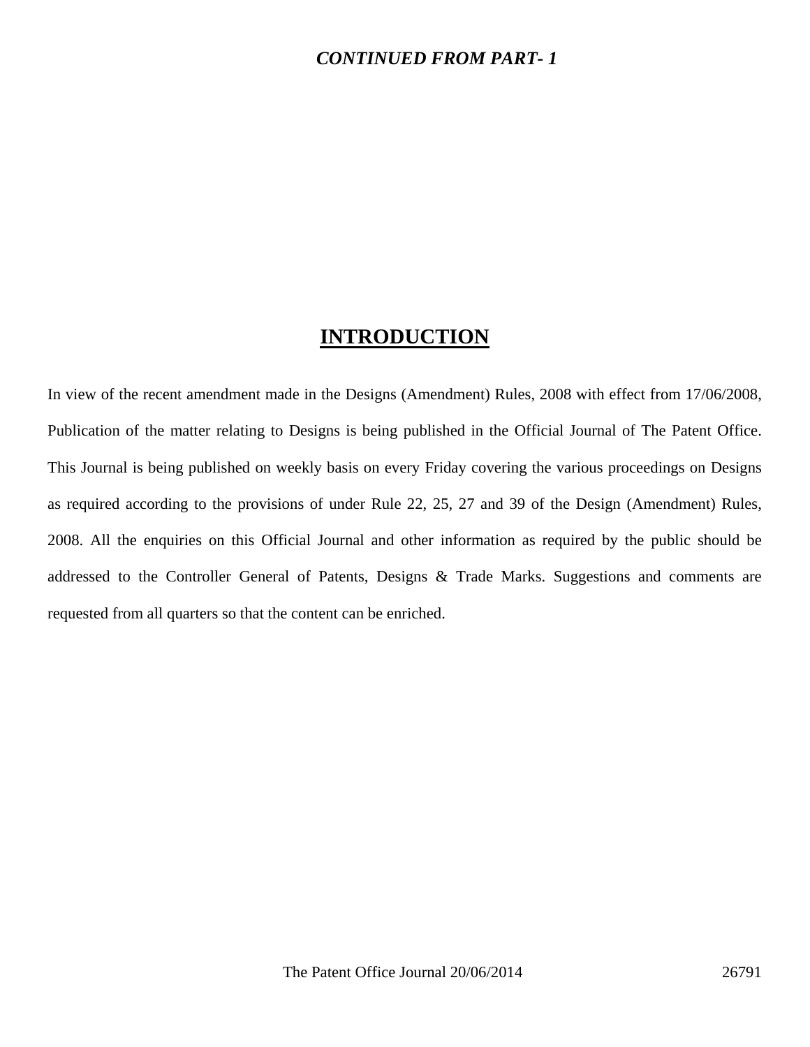***CONTINUED FROM PART- 1***

# INTRODUCTION

In view of the recent amendment made in the Designs (Amendment) Rules, 2008 with effect from 17/06/2008, Publication of the matter relating to Designs is being published in the Official Journal of The Patent Office. This Journal is being published on weekly basis on every Friday covering the various proceedings on Designs as required according to the provisions of under Rule 22, 25, 27 and 39 of the Design (Amendment) Rules, 2008. All the enquiries on this Official Journal and other information as required by the public should be addressed to the Controller General of Patents, Designs & Trade Marks. Suggestions and comments are requested from all quarters so that the content can be enriched.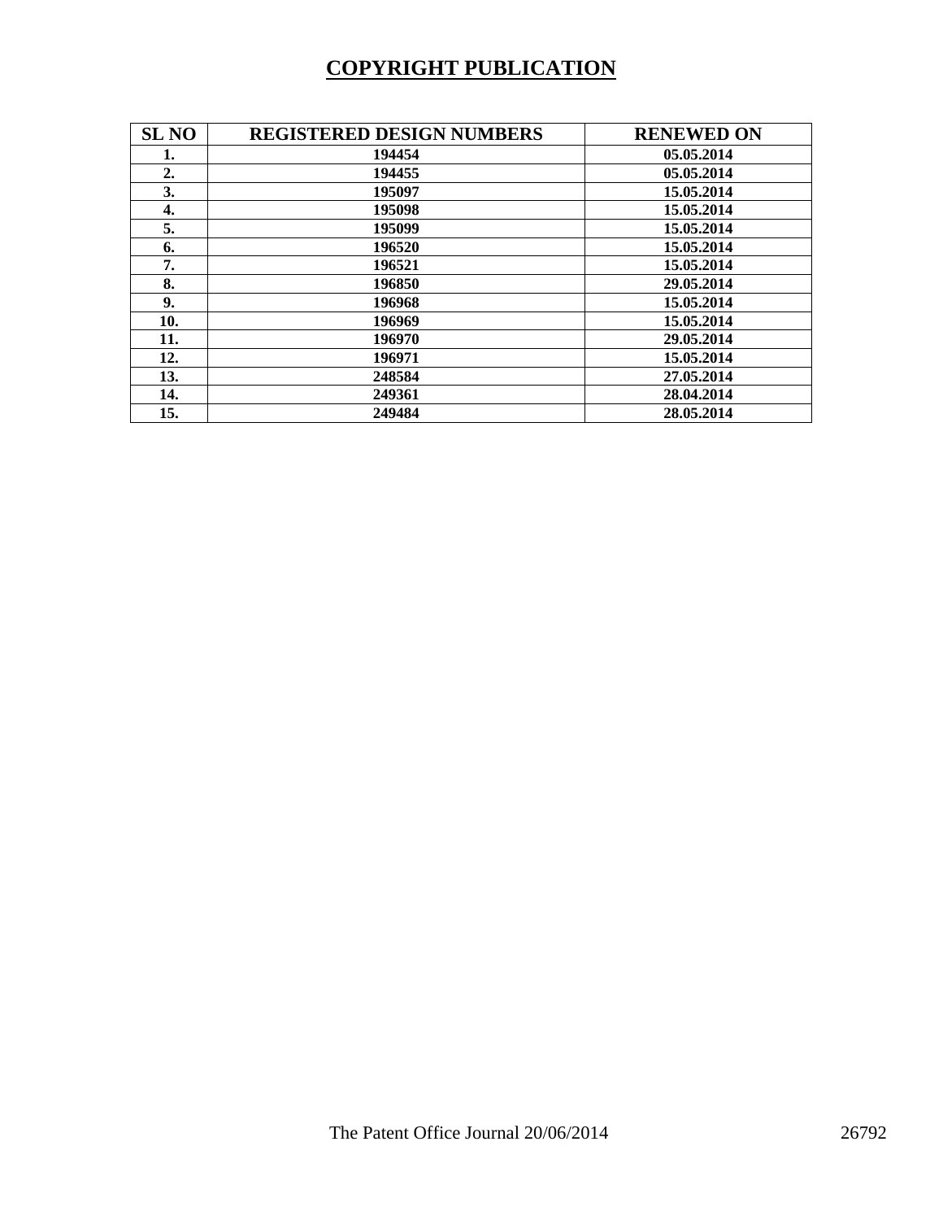# COPYRIGHT PUBLICATION

| SL NO | REGISTERED DESIGN NUMBERS | RENEWED ON |
|---|---|---|
| 1. | 194454 | 05.05.2014 |
| 2. | 194455 | 05.05.2014 |
| 3. | 195097 | 15.05.2014 |
| 4. | 195098 | 15.05.2014 |
| 5. | 195099 | 15.05.2014 |
| 6. | 196520 | 15.05.2014 |
| 7. | 196521 | 15.05.2014 |
| 8. | 196850 | 29.05.2014 |
| 9. | 196968 | 15.05.2014 |
| 10. | 196969 | 15.05.2014 |
| 11. | 196970 | 29.05.2014 |
| 12. | 196971 | 15.05.2014 |
| 13. | 248584 | 27.05.2014 |
| 14. | 249361 | 28.04.2014 |
| 15. | 249484 | 28.05.2014 |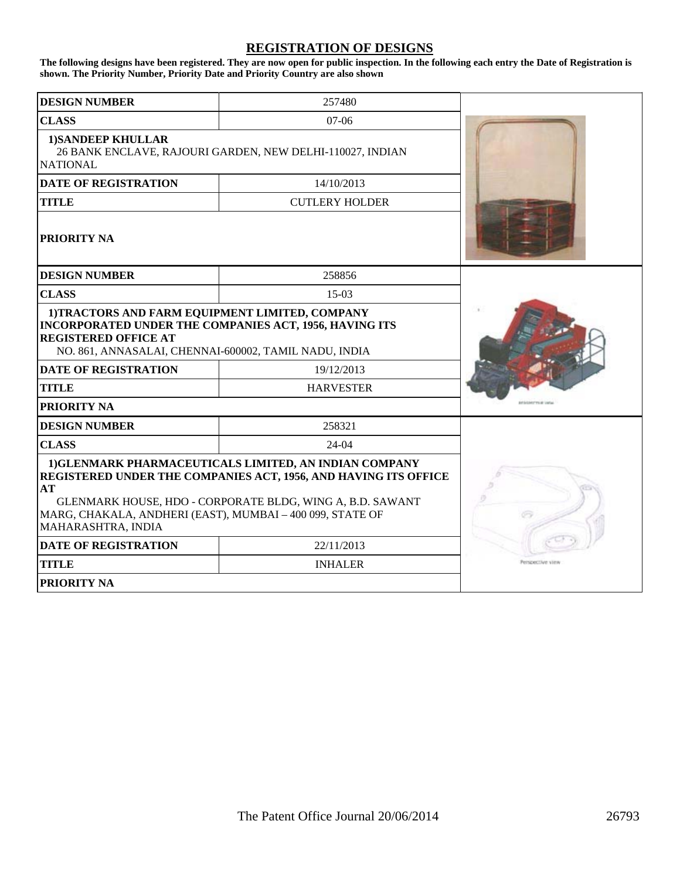# REGISTRATION OF DESIGNS

**The following designs have been registered. They are now open for public inspection. In the following each entry the Date of Registration is shown. The Priority Number, Priority Date and Priority Country are also shown**

| | |
|---|---|
| **DESIGN NUMBER** | 257480 |
| **CLASS** | 07-06 |
| **1)SANDEEP KHULLAR** 26 BANK ENCLAVE, RAJOURI GARDEN, NEW DELHI-110027, INDIAN NATIONAL | |
| **DATE OF REGISTRATION** | 14/10/2013 |
| **TITLE** | CUTLERY HOLDER |
| **PRIORITY NA** | |

| | |
|---|---|
| **DESIGN NUMBER** | 258856 |
| **CLASS** | 15-03 |
| **1)TRACTORS AND FARM EQUIPMENT LIMITED, COMPANY INCORPORATED UNDER THE COMPANIES ACT, 1956, HAVING ITS REGISTERED OFFICE AT** NO. 861, ANNASALAI, CHENNAI-600002, TAMIL NADU, INDIA | |
| **DATE OF REGISTRATION** | 19/12/2013 |
| **TITLE** | HARVESTER |
| **PRIORITY NA** | |

| | |
|---|---|
| **DESIGN NUMBER** | 258321 |
| **CLASS** | 24-04 |
| **1)GLENMARK PHARMACEUTICALS LIMITED, AN INDIAN COMPANY REGISTERED UNDER THE COMPANIES ACT, 1956, AND HAVING ITS OFFICE AT** GLENMARK HOUSE, HDO - CORPORATE BLDG, WING A, B.D. SAWANT MARG, CHAKALA, ANDHERI (EAST), MUMBAI – 400 099, STATE OF MAHARASHTRA, INDIA | |
| **DATE OF REGISTRATION** | 22/11/2013 |
| **TITLE** | INHALER |
| **PRIORITY NA** | |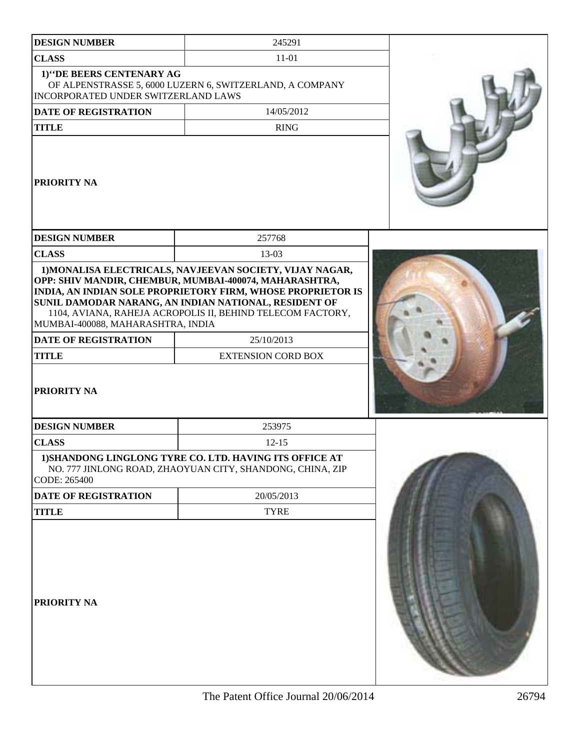| DESIGN NUMBER | 245291 |
| --- | --- |
| CLASS | 11-01 |
| 1)"DE BEERS CENTENARY AG OF ALPENSTRASSE 5, 6000 LUZERN 6, SWITZERLAND, A COMPANY INCORPORATED UNDER SWITZERLAND LAWS | |
| DATE OF REGISTRATION | 14/05/2012 |
| TITLE | RING |
| PRIORITY NA | |

| DESIGN NUMBER | 257768 |
| --- | --- |
| CLASS | 13-03 |
| 1)MONALISA ELECTRICALS, NAVJEEVAN SOCIETY, VIJAY NAGAR, OPP: SHIV MANDIR, CHEMBUR, MUMBAI-400074, MAHARASHTRA, INDIA, AN INDIAN SOLE PROPRIETORY FIRM, WHOSE PROPRIETOR IS SUNIL DAMODAR NARANG, AN INDIAN NATIONAL, RESIDENT OF 1104, AVIANA, RAHEJA ACROPOLIS II, BEHIND TELECOM FACTORY, MUMBAI-400088, MAHARASHTRA, INDIA | |
| DATE OF REGISTRATION | 25/10/2013 |
| TITLE | EXTENSION CORD BOX |
| PRIORITY NA | |

| DESIGN NUMBER | 253975 |
| --- | --- |
| CLASS | 12-15 |
| 1)SHANDONG LINGLONG TYRE CO. LTD. HAVING ITS OFFICE AT NO. 777 JINLONG ROAD, ZHAOYUAN CITY, SHANDONG, CHINA, ZIP CODE: 265400 | |
| DATE OF REGISTRATION | 20/05/2013 |
| TITLE | TYRE |
| PRIORITY NA | |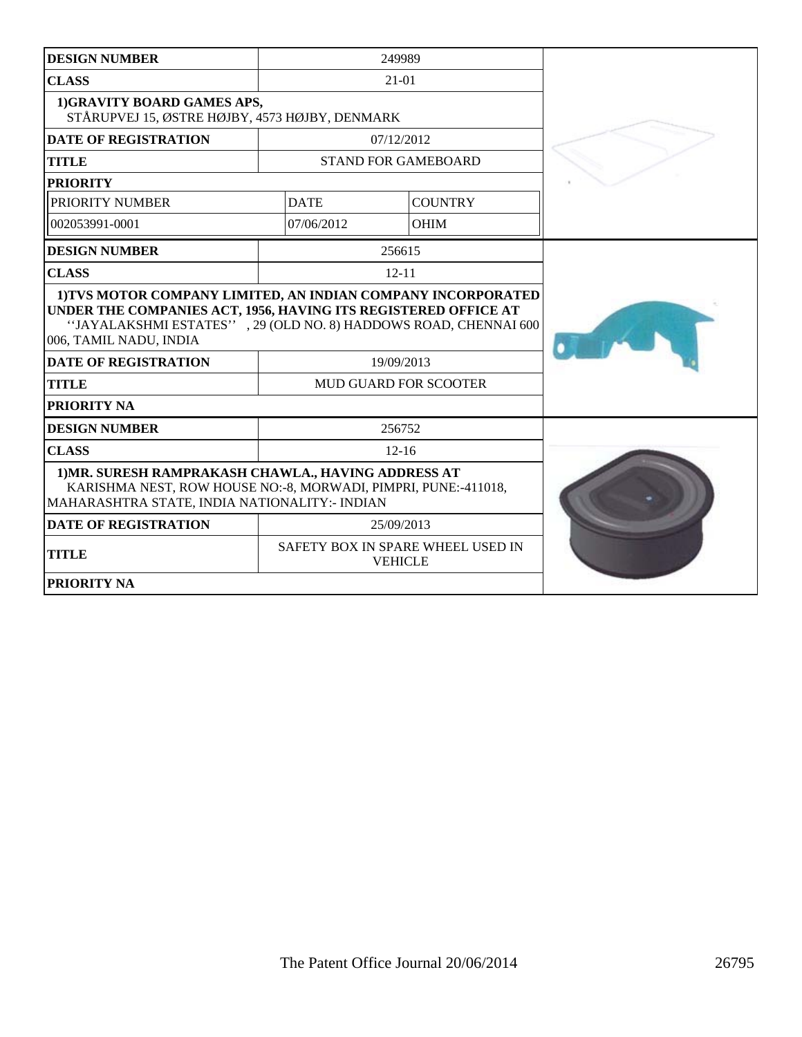| DESIGN NUMBER | 249989 | |
|---|---|---|
| CLASS | 21-01 | |
| 1)GRAVITY BOARD GAMES APS, STÅRUPVEJ 15, ØSTRE HØJBY, 4573 HØJBY, DENMARK | | |
| DATE OF REGISTRATION | 07/12/2012 | |
| TITLE | STAND FOR GAMEBOARD | |
| PRIORITY | | |
| PRIORITY NUMBER | DATE | COUNTRY |
| 002053991-0001 | 07/06/2012 | OHIM |

| DESIGN NUMBER | 256615 |
|---|---|
| CLASS | 12-11 |
| 1)TVS MOTOR COMPANY LIMITED, AN INDIAN COMPANY INCORPORATED UNDER THE COMPANIES ACT, 1956, HAVING ITS REGISTERED OFFICE AT ''JAYALAKSHMI ESTATES'' , 29 (OLD NO. 8) HADDOWS ROAD, CHENNAI 600 006, TAMIL NADU, INDIA | |
| DATE OF REGISTRATION | 19/09/2013 |
| TITLE | MUD GUARD FOR SCOOTER |
| PRIORITY NA | |

| DESIGN NUMBER | 256752 |
|---|---|
| CLASS | 12-16 |
| 1)MR. SURESH RAMPRAKASH CHAWLA., HAVING ADDRESS AT KARISHMA NEST, ROW HOUSE NO:-8, MORWADI, PIMPRI, PUNE:-411018, MAHARASHTRA STATE, INDIA NATIONALITY:- INDIAN | |
| DATE OF REGISTRATION | 25/09/2013 |
| TITLE | SAFETY BOX IN SPARE WHEEL USED IN VEHICLE |
| PRIORITY NA | |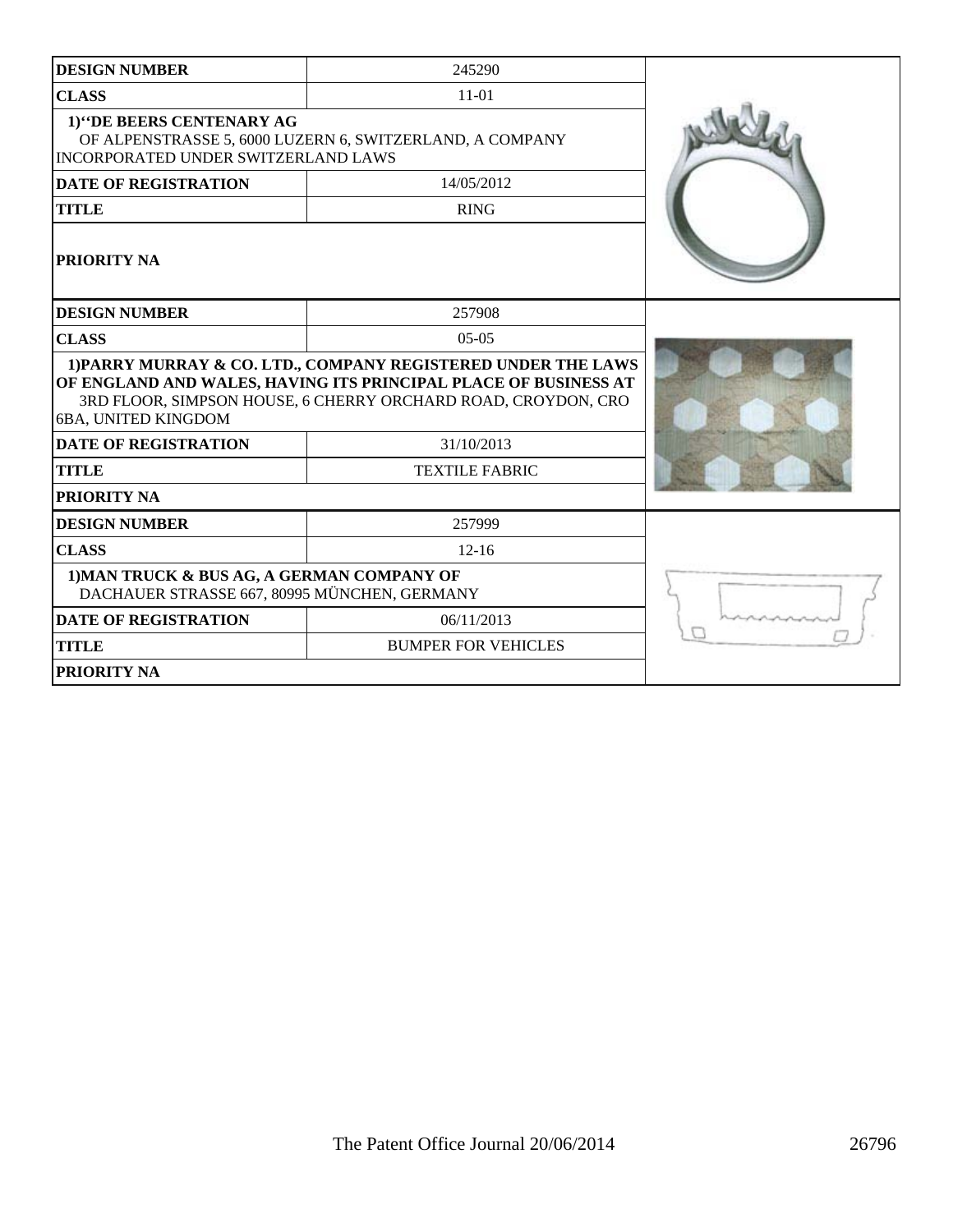| DESIGN NUMBER | 245290 |
| --- | --- |
| CLASS | 11-01 |
| 1)"DE BEERS CENTENARY AG OF ALPENSTRASSE 5, 6000 LUZERN 6, SWITZERLAND, A COMPANY INCORPORATED UNDER SWITZERLAND LAWS | |
| DATE OF REGISTRATION | 14/05/2012 |
| TITLE | RING |
| PRIORITY NA | |

| DESIGN NUMBER | 257908 |
| --- | --- |
| CLASS | 05-05 |
| 1)PARRY MURRAY & CO. LTD., COMPANY REGISTERED UNDER THE LAWS OF ENGLAND AND WALES, HAVING ITS PRINCIPAL PLACE OF BUSINESS AT 3RD FLOOR, SIMPSON HOUSE, 6 CHERRY ORCHARD ROAD, CROYDON, CRO 6BA, UNITED KINGDOM | |
| DATE OF REGISTRATION | 31/10/2013 |
| TITLE | TEXTILE FABRIC |
| PRIORITY NA | |

| DESIGN NUMBER | 257999 |
| --- | --- |
| CLASS | 12-16 |
| 1)MAN TRUCK & BUS AG, A GERMAN COMPANY OF DACHAUER STRASSE 667, 80995 MÜNCHEN, GERMANY | |
| DATE OF REGISTRATION | 06/11/2013 |
| TITLE | BUMPER FOR VEHICLES |
| PRIORITY NA | |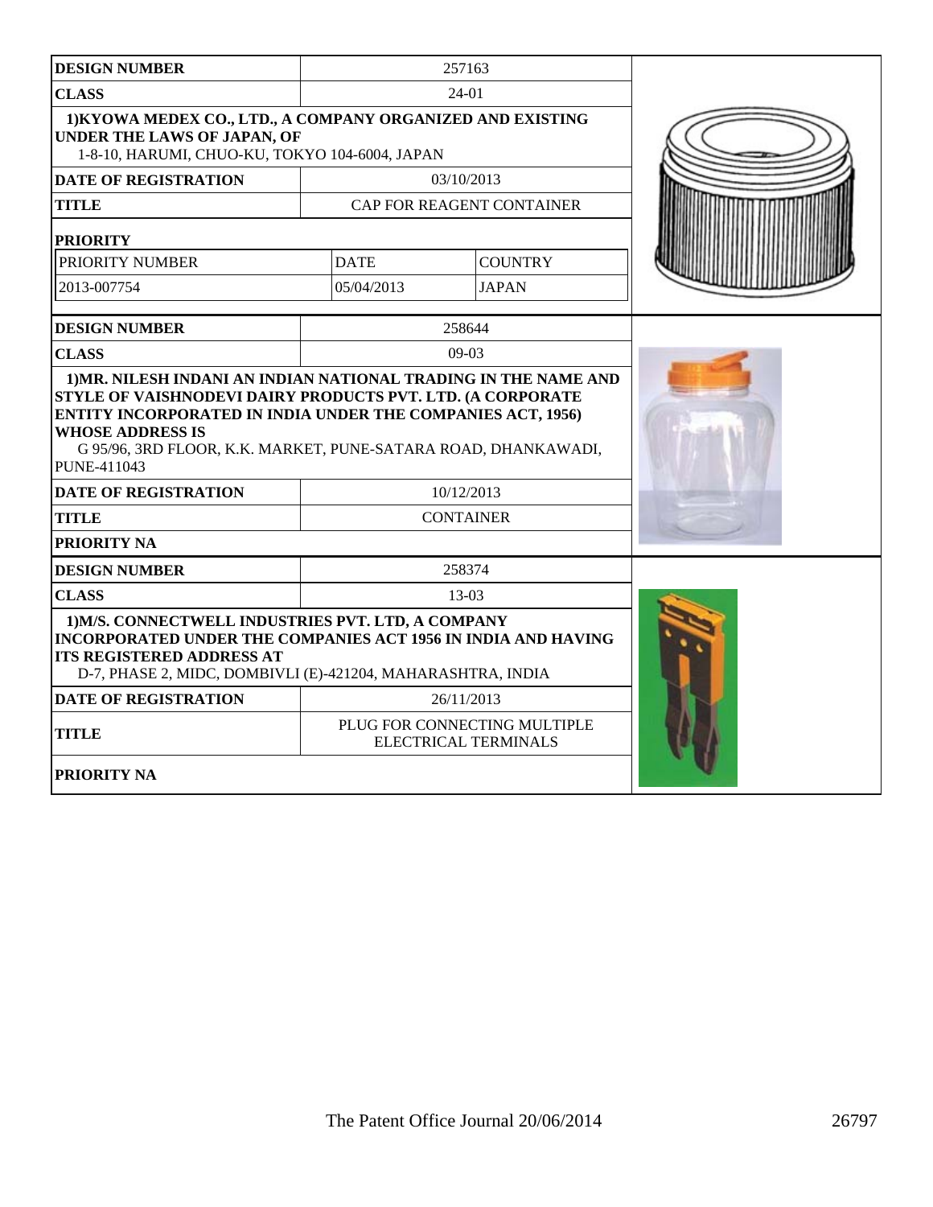| DESIGN NUMBER | 257163 | |
|---|---|---|
| CLASS | 24-01 | |
| **1)KYOWA MEDEX CO., LTD., A COMPANY ORGANIZED AND EXISTING UNDER THE LAWS OF JAPAN, OF** 1-8-10, HARUMI, CHUO-KU, TOKYO 104-6004, JAPAN | | |
| DATE OF REGISTRATION | 03/10/2013 | |
| TITLE | CAP FOR REAGENT CONTAINER | |
| **PRIORITY** | | |
| PRIORITY NUMBER | DATE | COUNTRY |
| 2013-007754 | 05/04/2013 | JAPAN |

| DESIGN NUMBER | 258644 |
|---|---|
| CLASS | 09-03 |
| **1)MR. NILESH INDANI AN INDIAN NATIONAL TRADING IN THE NAME AND STYLE OF VAISHNODEVI DAIRY PRODUCTS PVT. LTD. (A CORPORATE ENTITY INCORPORATED IN INDIA UNDER THE COMPANIES ACT, 1956) WHOSE ADDRESS IS** G 95/96, 3RD FLOOR, K.K. MARKET, PUNE-SATARA ROAD, DHANKAWADI, PUNE-411043 | |
| DATE OF REGISTRATION | 10/12/2013 |
| TITLE | CONTAINER |
| PRIORITY NA | |

| DESIGN NUMBER | 258374 |
|---|---|
| CLASS | 13-03 |
| **1)M/S. CONNECTWELL INDUSTRIES PVT. LTD, A COMPANY INCORPORATED UNDER THE COMPANIES ACT 1956 IN INDIA AND HAVING ITS REGISTERED ADDRESS AT** D-7, PHASE 2, MIDC, DOMBIVLI (E)-421204, MAHARASHTRA, INDIA | |
| DATE OF REGISTRATION | 26/11/2013 |
| TITLE | PLUG FOR CONNECTING MULTIPLE ELECTRICAL TERMINALS |
| PRIORITY NA | |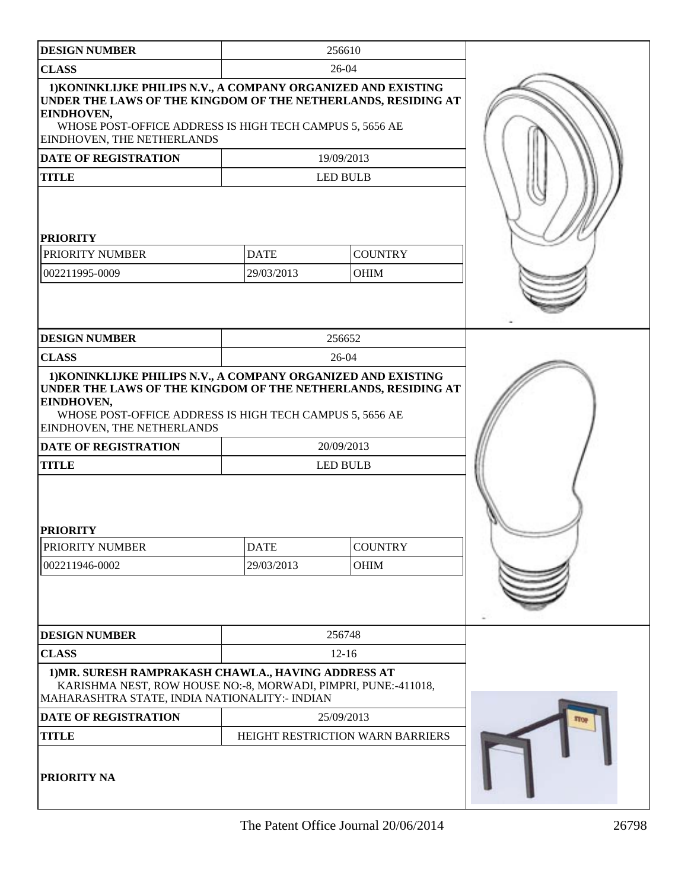| DESIGN NUMBER | 256610 | |
|---|---|---|
| CLASS | 26-04 | |
| 1)KONINKLIJKE PHILIPS N.V., A COMPANY ORGANIZED AND EXISTING UNDER THE LAWS OF THE KINGDOM OF THE NETHERLANDS, RESIDING AT EINDHOVEN, WHOSE POST-OFFICE ADDRESS IS HIGH TECH CAMPUS 5, 5656 AE EINDHOVEN, THE NETHERLANDS | | |
| DATE OF REGISTRATION | 19/09/2013 | |
| TITLE | LED BULB | |
| PRIORITY | | |
| PRIORITY NUMBER | DATE | COUNTRY |
| 002211995-0009 | 29/03/2013 | OHIM |

| DESIGN NUMBER | 256652 | |
|---|---|---|
| CLASS | 26-04 | |
| 1)KONINKLIJKE PHILIPS N.V., A COMPANY ORGANIZED AND EXISTING UNDER THE LAWS OF THE KINGDOM OF THE NETHERLANDS, RESIDING AT EINDHOVEN, WHOSE POST-OFFICE ADDRESS IS HIGH TECH CAMPUS 5, 5656 AE EINDHOVEN, THE NETHERLANDS | | |
| DATE OF REGISTRATION | 20/09/2013 | |
| TITLE | LED BULB | |
| PRIORITY | | |
| PRIORITY NUMBER | DATE | COUNTRY |
| 002211946-0002 | 29/03/2013 | OHIM |

| DESIGN NUMBER | 256748 |
|---|---|
| CLASS | 12-16 |
| 1)MR. SURESH RAMPRAKASH CHAWLA., HAVING ADDRESS AT KARISHMA NEST, ROW HOUSE NO:-8, MORWADI, PIMPRI, PUNE:-411018, MAHARASHTRA STATE, INDIA NATIONALITY:- INDIAN | |
| DATE OF REGISTRATION | 25/09/2013 |
| TITLE | HEIGHT RESTRICTION WARN BARRIERS |
| PRIORITY NA | |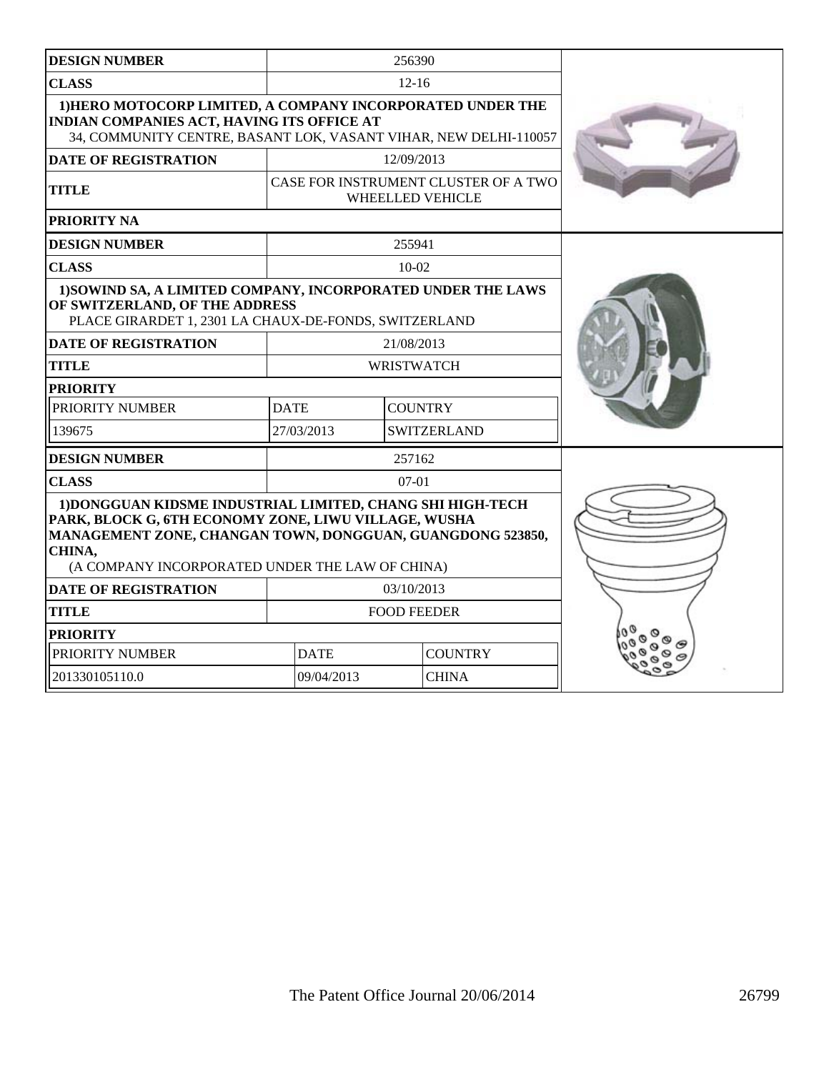| DESIGN NUMBER | 256390 | |
|---|---|---|
| CLASS | 12-16 | |
| 1)HERO MOTOCORP LIMITED, A COMPANY INCORPORATED UNDER THE INDIAN COMPANIES ACT, HAVING ITS OFFICE AT 34, COMMUNITY CENTRE, BASANT LOK, VASANT VIHAR, NEW DELHI-110057 | | |
| DATE OF REGISTRATION | 12/09/2013 | |
| TITLE | CASE FOR INSTRUMENT CLUSTER OF A TWO WHEELLED VEHICLE | |
| PRIORITY NA | | |

| DESIGN NUMBER | 255941 | |
|---|---|---|
| CLASS | 10-02 | |
| 1)SOWIND SA, A LIMITED COMPANY, INCORPORATED UNDER THE LAWS OF SWITZERLAND, OF THE ADDRESS PLACE GIRARDET 1, 2301 LA CHAUX-DE-FONDS, SWITZERLAND | | |
| DATE OF REGISTRATION | 21/08/2013 | |
| TITLE | WRISTWATCH | |
| PRIORITY | | |
| PRIORITY NUMBER | DATE | COUNTRY |
| 139675 | 27/03/2013 | SWITZERLAND |

| DESIGN NUMBER | 257162 | |
|---|---|---|
| CLASS | 07-01 | |
| 1)DONGGUAN KIDSME INDUSTRIAL LIMITED, CHANG SHI HIGH-TECH PARK, BLOCK G, 6TH ECONOMY ZONE, LIWU VILLAGE, WUSHA MANAGEMENT ZONE, CHANGAN TOWN, DONGGUAN, GUANGDONG 523850, CHINA, (A COMPANY INCORPORATED UNDER THE LAW OF CHINA) | | |
| DATE OF REGISTRATION | 03/10/2013 | |
| TITLE | FOOD FEEDER | |
| PRIORITY | | |
| PRIORITY NUMBER | DATE | COUNTRY |
| 201330105110.0 | 09/04/2013 | CHINA |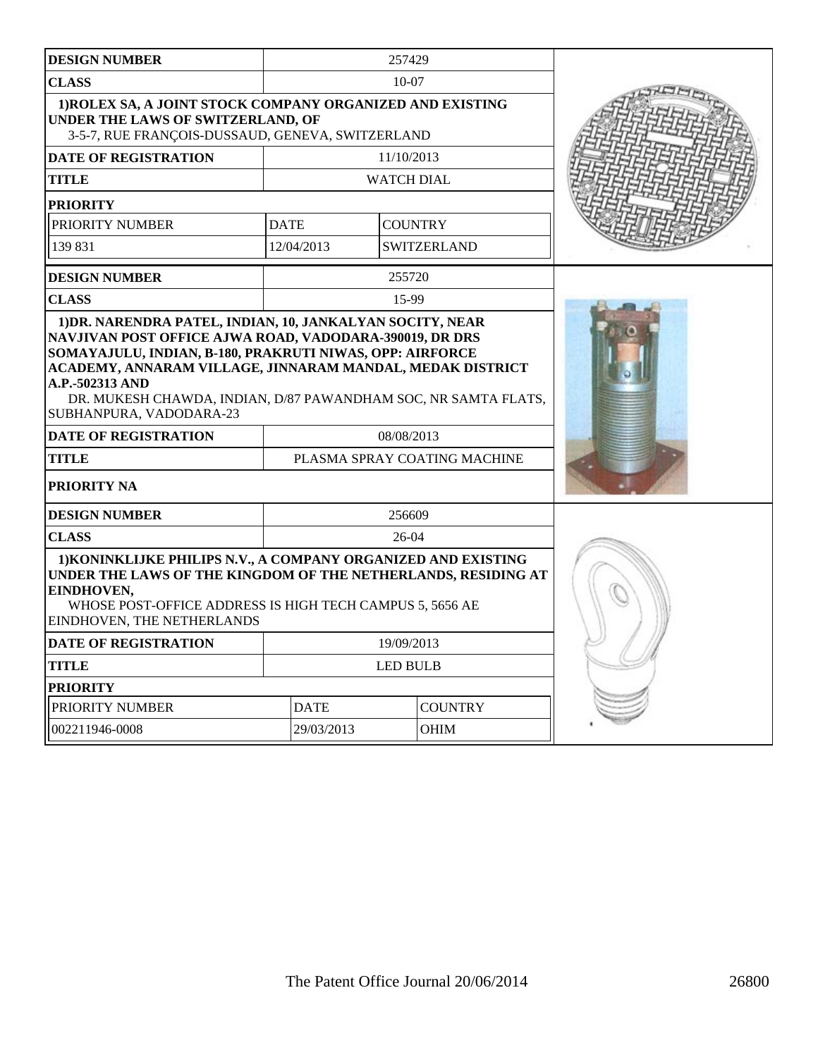| DESIGN NUMBER | 257429 | |
|---|---|---|
| CLASS | 10-07 | |
| **1)ROLEX SA, A JOINT STOCK COMPANY ORGANIZED AND EXISTING UNDER THE LAWS OF SWITZERLAND, OF** 3-5-7, RUE FRANÇOIS-DUSSAUD, GENEVA, SWITZERLAND | | |
| DATE OF REGISTRATION | 11/10/2013 | |
| TITLE | WATCH DIAL | |
| PRIORITY | | |
| PRIORITY NUMBER | DATE | COUNTRY |
| 139 831 | 12/04/2013 | SWITZERLAND |

| DESIGN NUMBER | 255720 |
|---|---|
| CLASS | 15-99 |
| **1)DR. NARENDRA PATEL, INDIAN, 10, JANKALYAN SOCITY, NEAR NAVJIVAN POST OFFICE AJWA ROAD, VADODARA-390019, DR DRS SOMAYAJULU, INDIAN, B-180, PRAKRUTI NIWAS, OPP: AIRFORCE ACADEMY, ANNARAM VILLAGE, JINNARAM MANDAL, MEDAK DISTRICT A.P.-502313 AND** DR. MUKESH CHAWDA, INDIAN, D/87 PAWANDHAM SOC, NR SAMTA FLATS, SUBHANPURA, VADODARA-23 | |
| DATE OF REGISTRATION | 08/08/2013 |
| TITLE | PLASMA SPRAY COATING MACHINE |
| PRIORITY NA | |

| DESIGN NUMBER | 256609 | |
|---|---|---|
| CLASS | 26-04 | |
| **1)KONINKLIJKE PHILIPS N.V., A COMPANY ORGANIZED AND EXISTING UNDER THE LAWS OF THE KINGDOM OF THE NETHERLANDS, RESIDING AT EINDHOVEN,** WHOSE POST-OFFICE ADDRESS IS HIGH TECH CAMPUS 5, 5656 AE EINDHOVEN, THE NETHERLANDS | | |
| DATE OF REGISTRATION | 19/09/2013 | |
| TITLE | LED BULB | |
| PRIORITY | | |
| PRIORITY NUMBER | DATE | COUNTRY |
| 002211946-0008 | 29/03/2013 | OHIM |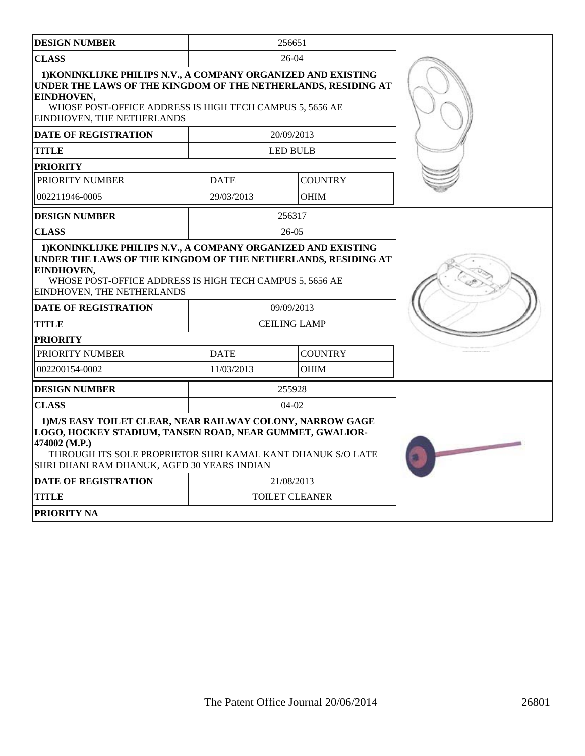| DESIGN NUMBER | 256651 | |
|---|---|---|
| CLASS | 26-04 | |
| 1)KONINKLIJKE PHILIPS N.V., A COMPANY ORGANIZED AND EXISTING UNDER THE LAWS OF THE KINGDOM OF THE NETHERLANDS, RESIDING AT EINDHOVEN,<br>WHOSE POST-OFFICE ADDRESS IS HIGH TECH CAMPUS 5, 5656 AE EINDHOVEN, THE NETHERLANDS | | |
| DATE OF REGISTRATION | 20/09/2013 | |
| TITLE | LED BULB | |
| PRIORITY | | |
| PRIORITY NUMBER | DATE | COUNTRY |
| 002211946-0005 | 29/03/2013 | OHIM |

| DESIGN NUMBER | 256317 | |
|---|---|---|
| CLASS | 26-05 | |
| 1)KONINKLIJKE PHILIPS N.V., A COMPANY ORGANIZED AND EXISTING UNDER THE LAWS OF THE KINGDOM OF THE NETHERLANDS, RESIDING AT EINDHOVEN,<br>WHOSE POST-OFFICE ADDRESS IS HIGH TECH CAMPUS 5, 5656 AE EINDHOVEN, THE NETHERLANDS | | |
| DATE OF REGISTRATION | 09/09/2013 | |
| TITLE | CEILING LAMP | |
| PRIORITY | | |
| PRIORITY NUMBER | DATE | COUNTRY |
| 002200154-0002 | 11/03/2013 | OHIM |

| DESIGN NUMBER | 255928 |
|---|---|
| CLASS | 04-02 |
| 1)M/S EASY TOILET CLEAR, NEAR RAILWAY COLONY, NARROW GAGE LOGO, HOCKEY STADIUM, TANSEN ROAD, NEAR GUMMET, GWALIOR-474002 (M.P.)<br>THROUGH ITS SOLE PROPRIETOR SHRI KAMAL KANT DHANUK S/O LATE SHRI DHANI RAM DHANUK, AGED 30 YEARS INDIAN | |
| DATE OF REGISTRATION | 21/08/2013 |
| TITLE | TOILET CLEANER |
| PRIORITY NA | |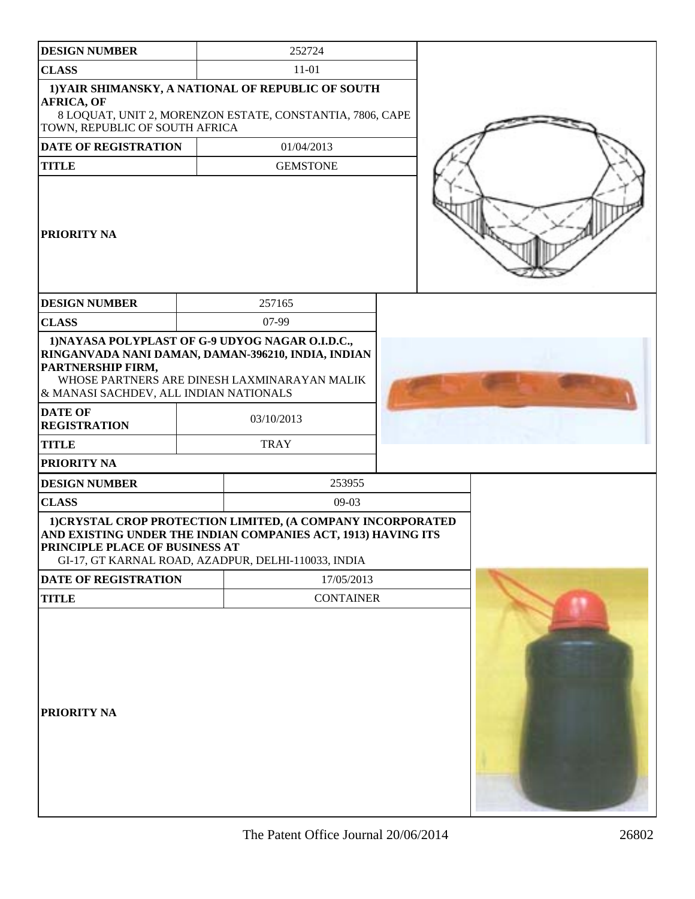| DESIGN NUMBER | 252724 |
|---|---|
| CLASS | 11-01 |
| 1)YAIR SHIMANSKY, A NATIONAL OF REPUBLIC OF SOUTH AFRICA, OF 8 LOQUAT, UNIT 2, MORENZON ESTATE, CONSTANTIA, 7806, CAPE TOWN, REPUBLIC OF SOUTH AFRICA | |
| DATE OF REGISTRATION | 01/04/2013 |
| TITLE | GEMSTONE |
| PRIORITY NA | |

| DESIGN NUMBER | 257165 |
|---|---|
| CLASS | 07-99 |
| 1)NAYASA POLYPLAST OF G-9 UDYOG NAGAR O.I.D.C., RINGANVADA NANI DAMAN, DAMAN-396210, INDIA, INDIAN PARTNERSHIP FIRM, WHOSE PARTNERS ARE DINESH LAXMINARAYAN MALIK & MANASI SACHDEV, ALL INDIAN NATIONALS | |
| DATE OF REGISTRATION | 03/10/2013 |
| TITLE | TRAY |
| PRIORITY NA | |

| DESIGN NUMBER | 253955 |
|---|---|
| CLASS | 09-03 |
| 1)CRYSTAL CROP PROTECTION LIMITED, (A COMPANY INCORPORATED AND EXISTING UNDER THE INDIAN COMPANIES ACT, 1913) HAVING ITS PRINCIPLE PLACE OF BUSINESS AT GI-17, GT KARNAL ROAD, AZADPUR, DELHI-110033, INDIA | |
| DATE OF REGISTRATION | 17/05/2013 |
| TITLE | CONTAINER |
| PRIORITY NA | |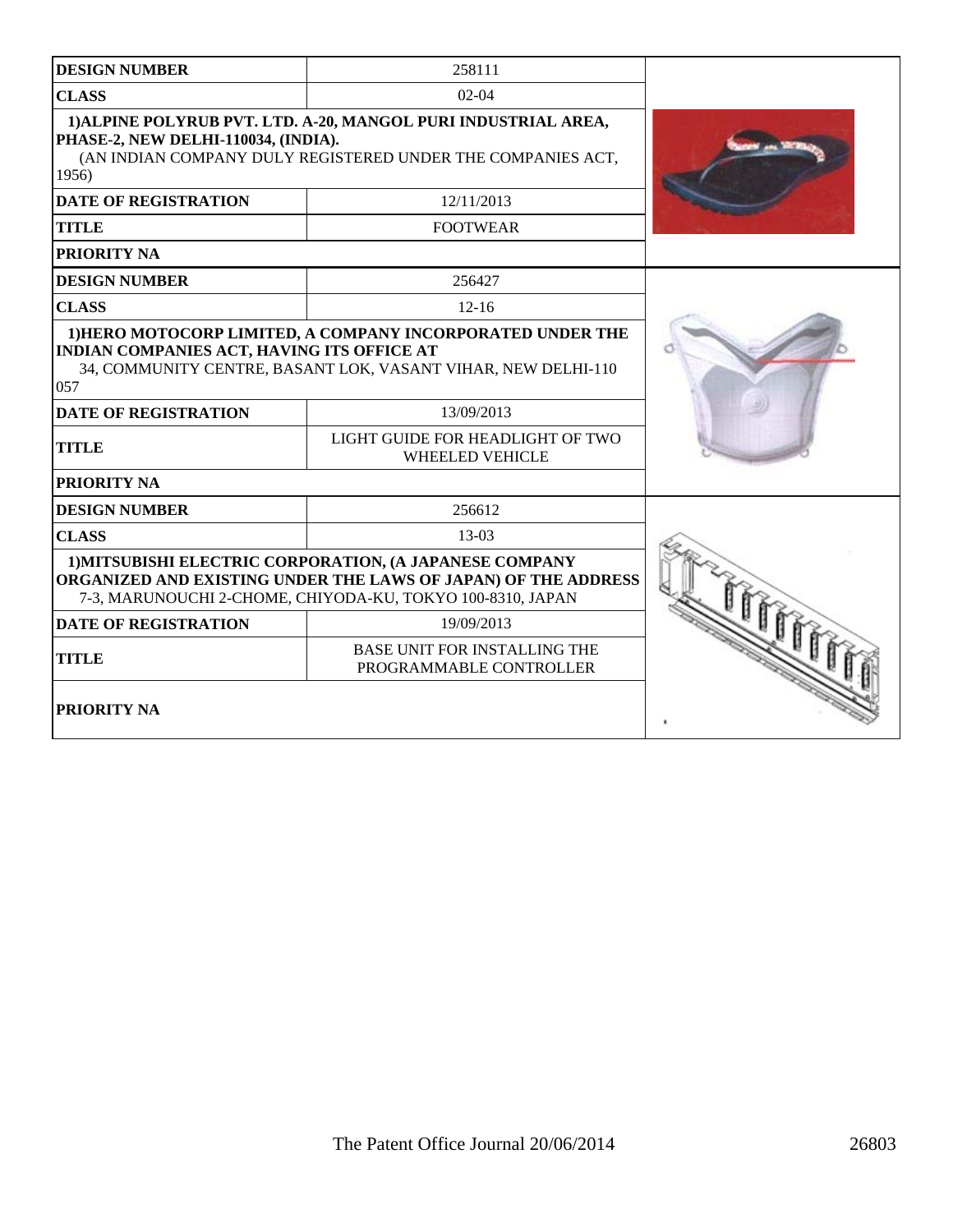| DESIGN NUMBER | 258111 |
|---|---|
| CLASS | 02-04 |
| 1)ALPINE POLYRUB PVT. LTD. A-20, MANGOL PURI INDUSTRIAL AREA, PHASE-2, NEW DELHI-110034, (INDIA). (AN INDIAN COMPANY DULY REGISTERED UNDER THE COMPANIES ACT, 1956) | |
| DATE OF REGISTRATION | 12/11/2013 |
| TITLE | FOOTWEAR |
| PRIORITY NA | |

| DESIGN NUMBER | 256427 |
|---|---|
| CLASS | 12-16 |
| 1)HERO MOTOCORP LIMITED, A COMPANY INCORPORATED UNDER THE INDIAN COMPANIES ACT, HAVING ITS OFFICE AT 34, COMMUNITY CENTRE, BASANT LOK, VASANT VIHAR, NEW DELHI-110 057 | |
| DATE OF REGISTRATION | 13/09/2013 |
| TITLE | LIGHT GUIDE FOR HEADLIGHT OF TWO WHEELED VEHICLE |
| PRIORITY NA | |

| DESIGN NUMBER | 256612 |
|---|---|
| CLASS | 13-03 |
| 1)MITSUBISHI ELECTRIC CORPORATION, (A JAPANESE COMPANY ORGANIZED AND EXISTING UNDER THE LAWS OF JAPAN) OF THE ADDRESS 7-3, MARUNOUCHI 2-CHOME, CHIYODA-KU, TOKYO 100-8310, JAPAN | |
| DATE OF REGISTRATION | 19/09/2013 |
| TITLE | BASE UNIT FOR INSTALLING THE PROGRAMMABLE CONTROLLER |
| PRIORITY NA | |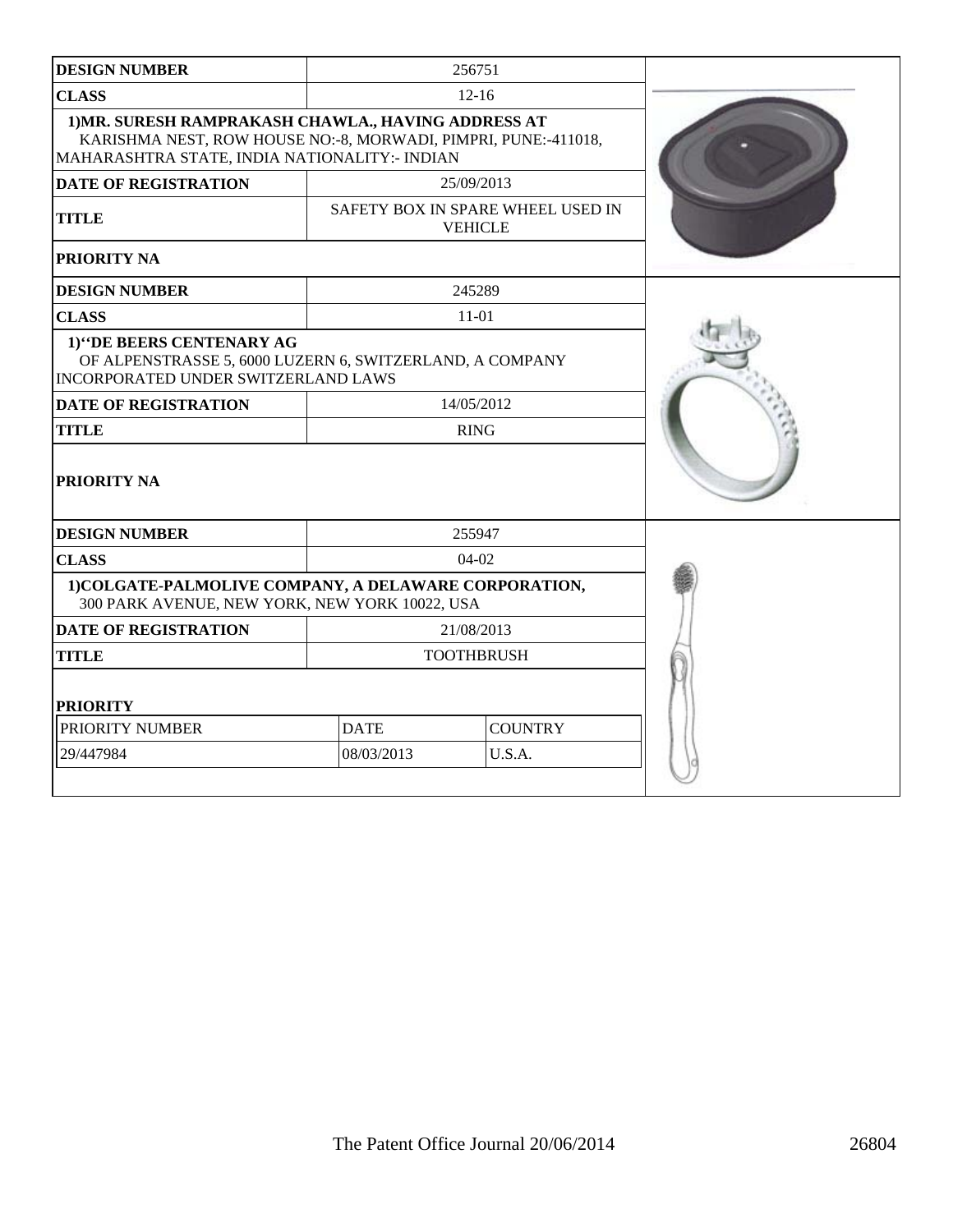| DESIGN NUMBER | 256751 |
|---|---|
| CLASS | 12-16 |
| 1)MR. SURESH RAMPRAKASH CHAWLA., HAVING ADDRESS AT KARISHMA NEST, ROW HOUSE NO:-8, MORWADI, PIMPRI, PUNE:-411018, MAHARASHTRA STATE, INDIA NATIONALITY:- INDIAN | |
| DATE OF REGISTRATION | 25/09/2013 |
| TITLE | SAFETY BOX IN SPARE WHEEL USED IN VEHICLE |
| PRIORITY NA | |

| DESIGN NUMBER | 245289 |
|---|---|
| CLASS | 11-01 |
| 1)"DE BEERS CENTENARY AG OF ALPENSTRASSE 5, 6000 LUZERN 6, SWITZERLAND, A COMPANY INCORPORATED UNDER SWITZERLAND LAWS | |
| DATE OF REGISTRATION | 14/05/2012 |
| TITLE | RING |
| PRIORITY NA | |

| DESIGN NUMBER | 255947 |
|---|---|
| CLASS | 04-02 |
| 1)COLGATE-PALMOLIVE COMPANY, A DELAWARE CORPORATION, 300 PARK AVENUE, NEW YORK, NEW YORK 10022, USA | |
| DATE OF REGISTRATION | 21/08/2013 |
| TITLE | TOOTHBRUSH |

**PRIORITY**

| PRIORITY NUMBER | DATE | COUNTRY |
|---|---|---|
| 29/447984 | 08/03/2013 | U.S.A. |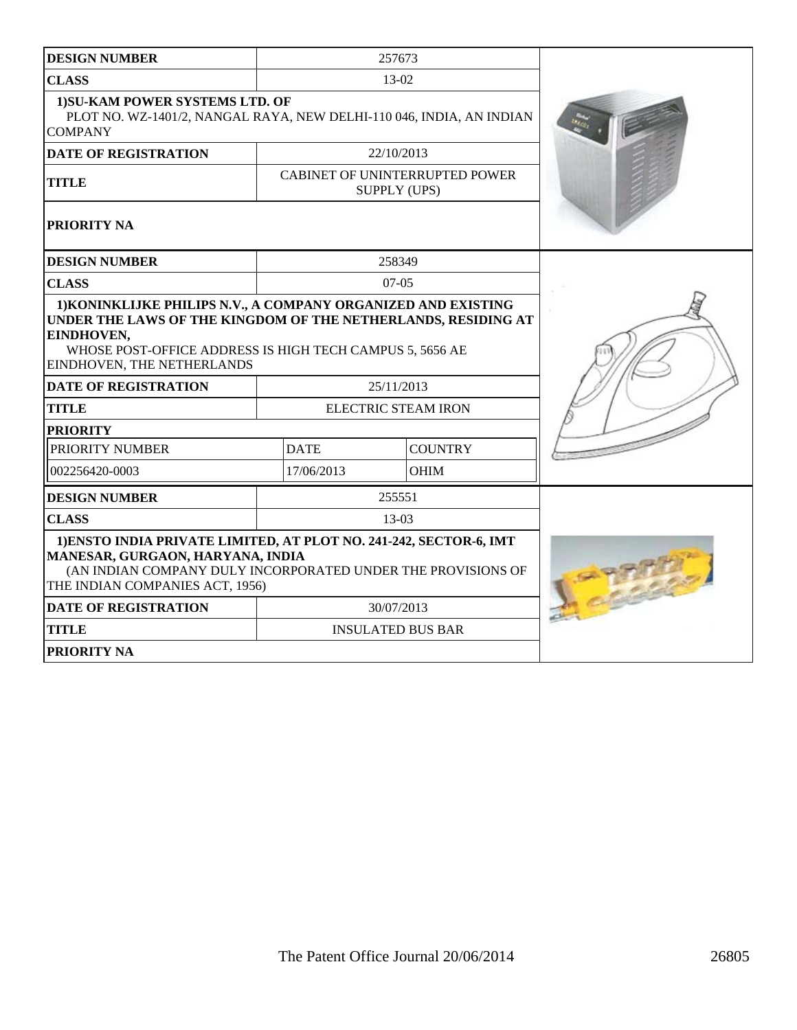| DESIGN NUMBER | 257673 |
| --- | --- |
| CLASS | 13-02 |
| 1)SU-KAM POWER SYSTEMS LTD. OF PLOT NO. WZ-1401/2, NANGAL RAYA, NEW DELHI-110 046, INDIA, AN INDIAN COMPANY | |
| DATE OF REGISTRATION | 22/10/2013 |
| TITLE | CABINET OF UNINTERRUPTED POWER SUPPLY (UPS) |
| PRIORITY NA | |

| DESIGN NUMBER | 258349 | |
| --- | --- | --- |
| CLASS | 07-05 | |
| 1)KONINKLIJKE PHILIPS N.V., A COMPANY ORGANIZED AND EXISTING UNDER THE LAWS OF THE KINGDOM OF THE NETHERLANDS, RESIDING AT EINDHOVEN, WHOSE POST-OFFICE ADDRESS IS HIGH TECH CAMPUS 5, 5656 AE EINDHOVEN, THE NETHERLANDS | | |
| DATE OF REGISTRATION | 25/11/2013 | |
| TITLE | ELECTRIC STEAM IRON | |
| PRIORITY | | |
| PRIORITY NUMBER | DATE | COUNTRY |
| 002256420-0003 | 17/06/2013 | OHIM |

| DESIGN NUMBER | 255551 |
| --- | --- |
| CLASS | 13-03 |
| 1)ENSTO INDIA PRIVATE LIMITED, AT PLOT NO. 241-242, SECTOR-6, IMT MANESAR, GURGAON, HARYANA, INDIA (AN INDIAN COMPANY DULY INCORPORATED UNDER THE PROVISIONS OF THE INDIAN COMPANIES ACT, 1956) | |
| DATE OF REGISTRATION | 30/07/2013 |
| TITLE | INSULATED BUS BAR |
| PRIORITY NA | |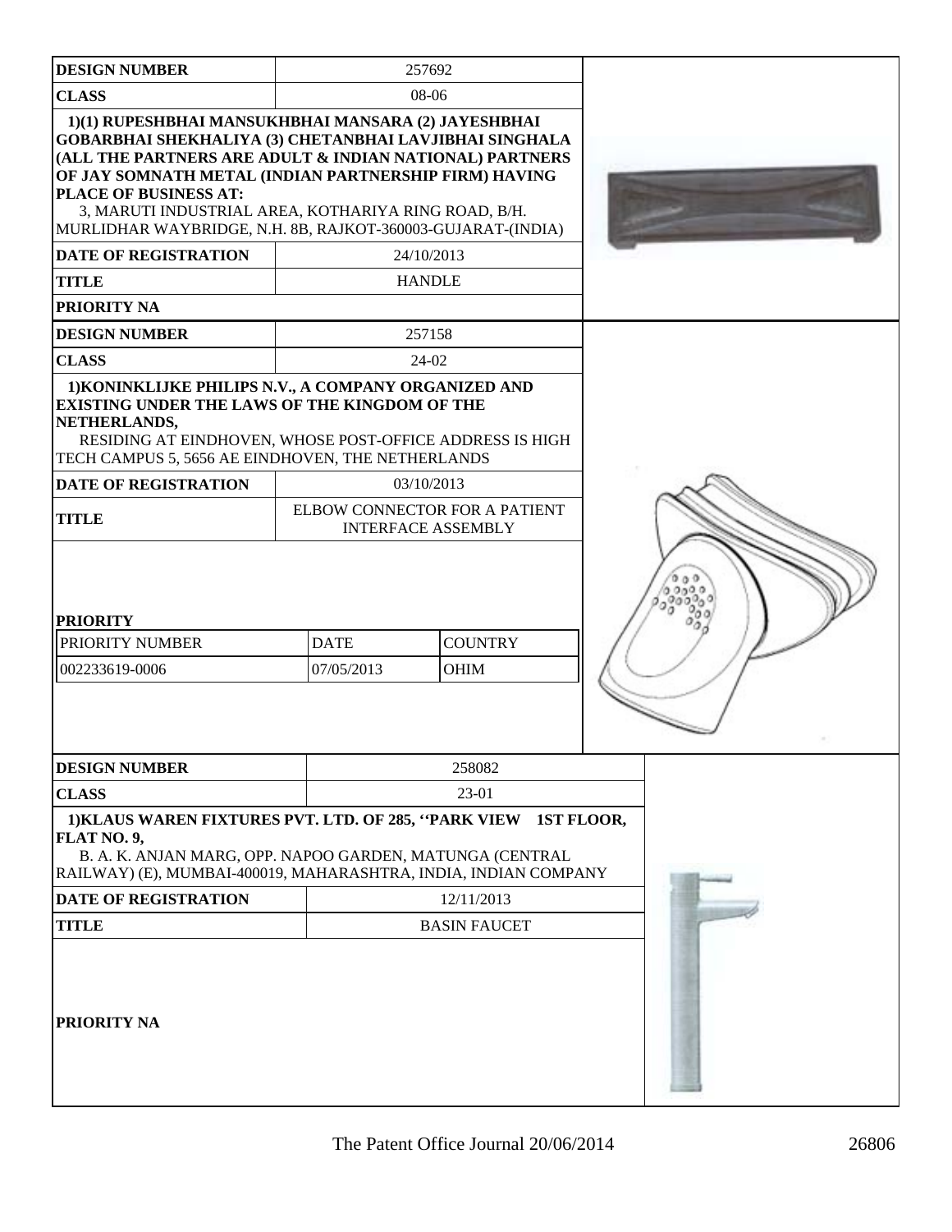| DESIGN NUMBER | 257692 |
|---|---|
| CLASS | 08-06 |
| **1)(1) RUPESHBHAI MANSUKHBHAI MANSARA (2) JAYESHBHAI GOBARBHAI SHEKHALIYA (3) CHETANBHAI LAVJIBHAI SINGHALA (ALL THE PARTNERS ARE ADULT & INDIAN NATIONAL) PARTNERS OF JAY SOMNATH METAL (INDIAN PARTNERSHIP FIRM) HAVING PLACE OF BUSINESS AT:** 3, MARUTI INDUSTRIAL AREA, KOTHARIYA RING ROAD, B/H. MURLIDHAR WAYBRIDGE, N.H. 8B, RAJKOT-360003-GUJARAT-(INDIA) | |
| DATE OF REGISTRATION | 24/10/2013 |
| TITLE | HANDLE |
| PRIORITY NA | |

| DESIGN NUMBER | 257158 | |
|---|---|---|
| CLASS | 24-02 | |
| **1)KONINKLIJKE PHILIPS N.V., A COMPANY ORGANIZED AND EXISTING UNDER THE LAWS OF THE KINGDOM OF THE NETHERLANDS,** RESIDING AT EINDHOVEN, WHOSE POST-OFFICE ADDRESS IS HIGH TECH CAMPUS 5, 5656 AE EINDHOVEN, THE NETHERLANDS | | |
| DATE OF REGISTRATION | 03/10/2013 | |
| TITLE | ELBOW CONNECTOR FOR A PATIENT INTERFACE ASSEMBLY | |
| **PRIORITY** | | |
| PRIORITY NUMBER | DATE | COUNTRY |
| 002233619-0006 | 07/05/2013 | OHIM |

| DESIGN NUMBER | 258082 |
|---|---|
| CLASS | 23-01 |
| **1)KLAUS WAREN FIXTURES PVT. LTD. OF 285, ''PARK VIEW 1ST FLOOR, FLAT NO. 9,** B. A. K. ANJAN MARG, OPP. NAPOO GARDEN, MATUNGA (CENTRAL RAILWAY) (E), MUMBAI-400019, MAHARASHTRA, INDIA, INDIAN COMPANY | |
| DATE OF REGISTRATION | 12/11/2013 |
| TITLE | BASIN FAUCET |
| PRIORITY NA | |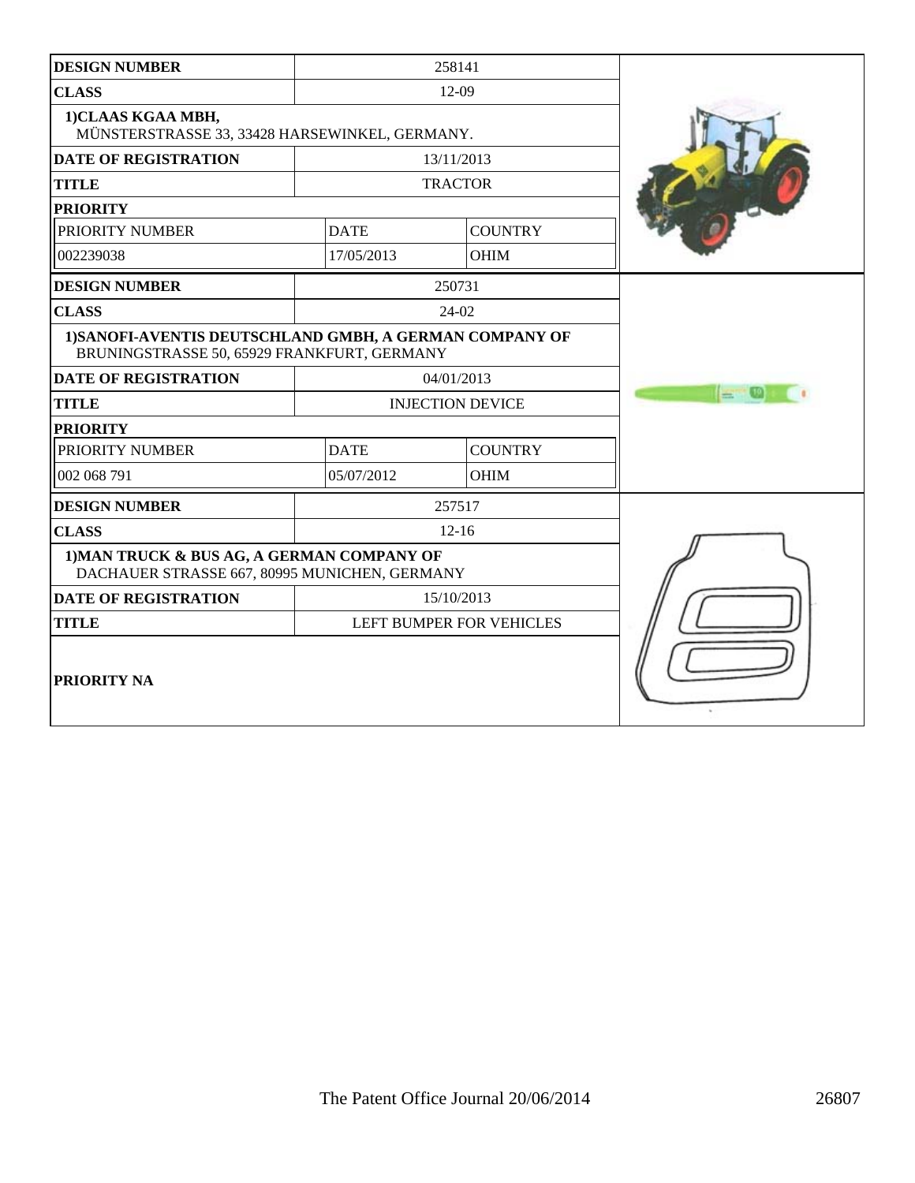| DESIGN NUMBER | 258141 | |
|---|---|---|
| CLASS | 12-09 | |
| 1)CLAAS KGAA MBH, MÜNSTERSTRASSE 33, 33428 HARSEWINKEL, GERMANY. | | |
| DATE OF REGISTRATION | 13/11/2013 | |
| TITLE | TRACTOR | |
| PRIORITY | | |
| PRIORITY NUMBER | DATE | COUNTRY |
| 002239038 | 17/05/2013 | OHIM |

| DESIGN NUMBER | 250731 | |
|---|---|---|
| CLASS | 24-02 | |
| 1)SANOFI-AVENTIS DEUTSCHLAND GMBH, A GERMAN COMPANY OF BRUNINGSTRASSE 50, 65929 FRANKFURT, GERMANY | | |
| DATE OF REGISTRATION | 04/01/2013 | |
| TITLE | INJECTION DEVICE | |
| PRIORITY | | |
| PRIORITY NUMBER | DATE | COUNTRY |
| 002 068 791 | 05/07/2012 | OHIM |

| DESIGN NUMBER | 257517 |
|---|---|
| CLASS | 12-16 |
| 1)MAN TRUCK & BUS AG, A GERMAN COMPANY OF DACHAUER STRASSE 667, 80995 MUNICHEN, GERMANY | |
| DATE OF REGISTRATION | 15/10/2013 |
| TITLE | LEFT BUMPER FOR VEHICLES |
| PRIORITY NA | |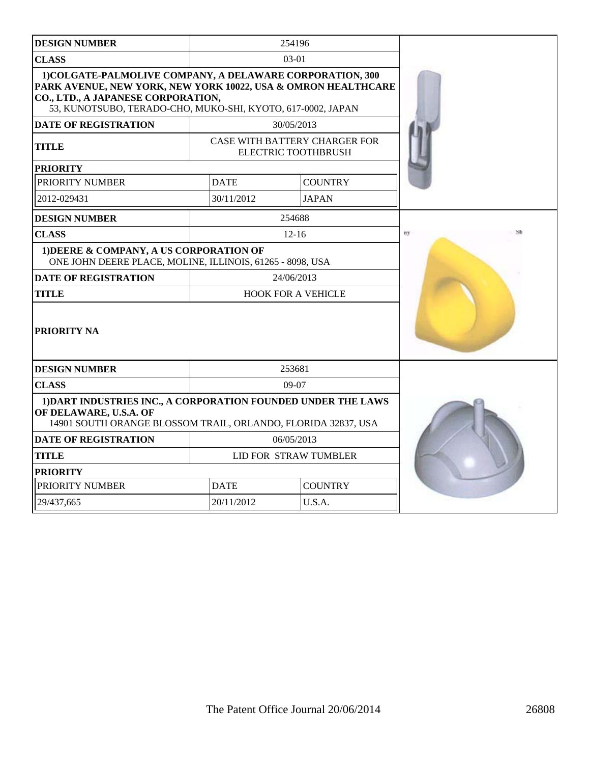| DESIGN NUMBER | 254196 | |
|---|---|---|
| CLASS | 03-01 | |
| 1)COLGATE-PALMOLIVE COMPANY, A DELAWARE CORPORATION, 300 PARK AVENUE, NEW YORK, NEW YORK 10022, USA & OMRON HEALTHCARE CO., LTD., A JAPANESE CORPORATION, 53, KUNOTSUBO, TERADO-CHO, MUKO-SHI, KYOTO, 617-0002, JAPAN | | |
| DATE OF REGISTRATION | 30/05/2013 | |
| TITLE | CASE WITH BATTERY CHARGER FOR ELECTRIC TOOTHBRUSH | |
| PRIORITY | | |
| PRIORITY NUMBER | DATE | COUNTRY |
| 2012-029431 | 30/11/2012 | JAPAN |

| DESIGN NUMBER | 254688 |
|---|---|
| CLASS | 12-16 |
| 1)DEERE & COMPANY, A US CORPORATION OF ONE JOHN DEERE PLACE, MOLINE, ILLINOIS, 61265 - 8098, USA | |
| DATE OF REGISTRATION | 24/06/2013 |
| TITLE | HOOK FOR A VEHICLE |
| PRIORITY NA | |

| DESIGN NUMBER | 253681 | |
|---|---|---|
| CLASS | 09-07 | |
| 1)DART INDUSTRIES INC., A CORPORATION FOUNDED UNDER THE LAWS OF DELAWARE, U.S.A. OF 14901 SOUTH ORANGE BLOSSOM TRAIL, ORLANDO, FLORIDA 32837, USA | | |
| DATE OF REGISTRATION | 06/05/2013 | |
| TITLE | LID FOR STRAW TUMBLER | |
| PRIORITY | | |
| PRIORITY NUMBER | DATE | COUNTRY |
| 29/437,665 | 20/11/2012 | U.S.A. |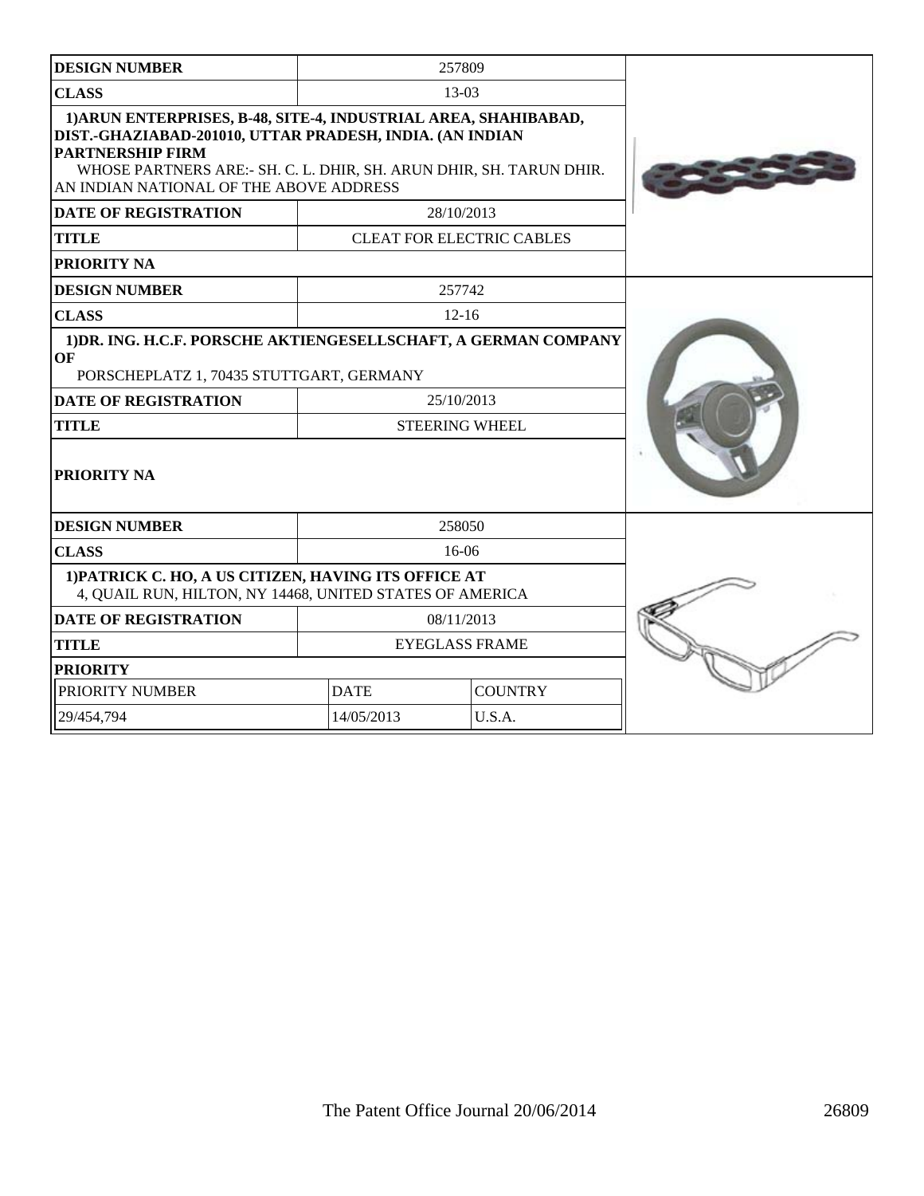| DESIGN NUMBER | 257809 | |
|---|---|---|
| CLASS | 13-03 | |
| 1)ARUN ENTERPRISES, B-48, SITE-4, INDUSTRIAL AREA, SHAHIBABAD, DIST.-GHAZIABAD-201010, UTTAR PRADESH, INDIA. (AN INDIAN PARTNERSHIP FIRM WHOSE PARTNERS ARE:- SH. C. L. DHIR, SH. ARUN DHIR, SH. TARUN DHIR. AN INDIAN NATIONAL OF THE ABOVE ADDRESS | | |
| DATE OF REGISTRATION | 28/10/2013 | |
| TITLE | CLEAT FOR ELECTRIC CABLES | |
| PRIORITY NA | | |

| DESIGN NUMBER | 257742 |
|---|---|
| CLASS | 12-16 |
| 1)DR. ING. H.C.F. PORSCHE AKTIENGESELLSCHAFT, A GERMAN COMPANY OF PORSCHEPLATZ 1, 70435 STUTTGART, GERMANY | |
| DATE OF REGISTRATION | 25/10/2013 |
| TITLE | STEERING WHEEL |
| PRIORITY NA | |

| DESIGN NUMBER | 258050 | |
|---|---|---|
| CLASS | 16-06 | |
| 1)PATRICK C. HO, A US CITIZEN, HAVING ITS OFFICE AT 4, QUAIL RUN, HILTON, NY 14468, UNITED STATES OF AMERICA | | |
| DATE OF REGISTRATION | 08/11/2013 | |
| TITLE | EYEGLASS FRAME | |
| PRIORITY | | |
| PRIORITY NUMBER | DATE | COUNTRY |
| 29/454,794 | 14/05/2013 | U.S.A. |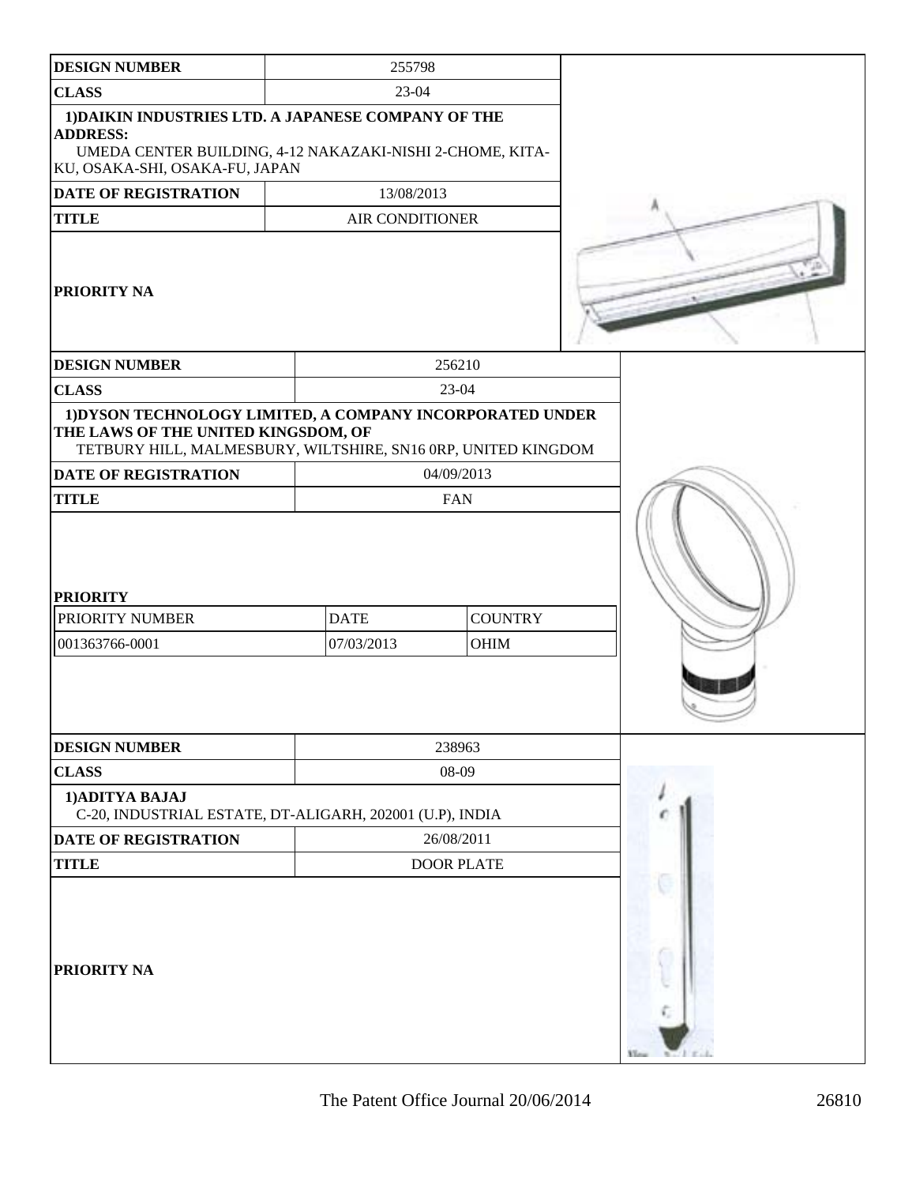| DESIGN NUMBER | 255798 |
|---|---|
| CLASS | 23-04 |
| 1)DAIKIN INDUSTRIES LTD. A JAPANESE COMPANY OF THE ADDRESS: UMEDA CENTER BUILDING, 4-12 NAKAZAKI-NISHI 2-CHOME, KITA-KU, OSAKA-SHI, OSAKA-FU, JAPAN | |
| DATE OF REGISTRATION | 13/08/2013 |
| TITLE | AIR CONDITIONER |
| PRIORITY NA | |

| DESIGN NUMBER | 256210 |
|---|---|
| CLASS | 23-04 |
| 1)DYSON TECHNOLOGY LIMITED, A COMPANY INCORPORATED UNDER THE LAWS OF THE UNITED KINGDOM, OF TETBURY HILL, MALMESBURY, WILTSHIRE, SN16 0RP, UNITED KINGDOM | |
| DATE OF REGISTRATION | 04/09/2013 |
| TITLE | FAN |
| PRIORITY | |

| PRIORITY NUMBER | DATE | COUNTRY |
|---|---|---|
| 001363766-0001 | 07/03/2013 | OHIM |

| DESIGN NUMBER | 238963 |
|---|---|
| CLASS | 08-09 |
| 1)ADITYA BAJAJ C-20, INDUSTRIAL ESTATE, DT-ALIGARH, 202001 (U.P), INDIA | |
| DATE OF REGISTRATION | 26/08/2011 |
| TITLE | DOOR PLATE |
| PRIORITY NA | |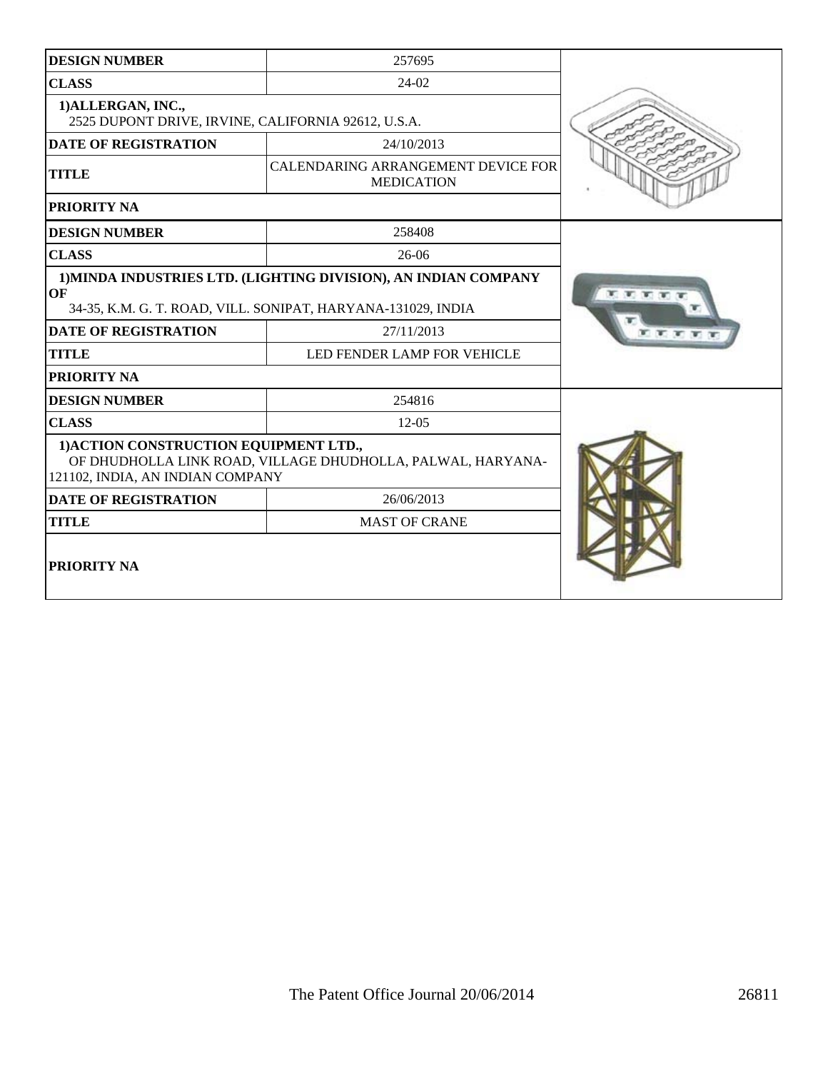| DESIGN NUMBER | 257695 |
|---|---|
| CLASS | 24-02 |
| 1)ALLERGAN, INC., 2525 DUPONT DRIVE, IRVINE, CALIFORNIA 92612, U.S.A. | |
| DATE OF REGISTRATION | 24/10/2013 |
| TITLE | CALENDARING ARRANGEMENT DEVICE FOR MEDICATION |
| PRIORITY NA | |

| DESIGN NUMBER | 258408 |
|---|---|
| CLASS | 26-06 |
| 1)MINDA INDUSTRIES LTD. (LIGHTING DIVISION), AN INDIAN COMPANY OF 34-35, K.M. G. T. ROAD, VILL. SONIPAT, HARYANA-131029, INDIA | |
| DATE OF REGISTRATION | 27/11/2013 |
| TITLE | LED FENDER LAMP FOR VEHICLE |
| PRIORITY NA | |

| DESIGN NUMBER | 254816 |
|---|---|
| CLASS | 12-05 |
| 1)ACTION CONSTRUCTION EQUIPMENT LTD., OF DHUDHOLLA LINK ROAD, VILLAGE DHUDHOLLA, PALWAL, HARYANA-121102, INDIA, AN INDIAN COMPANY | |
| DATE OF REGISTRATION | 26/06/2013 |
| TITLE | MAST OF CRANE |
| PRIORITY NA | |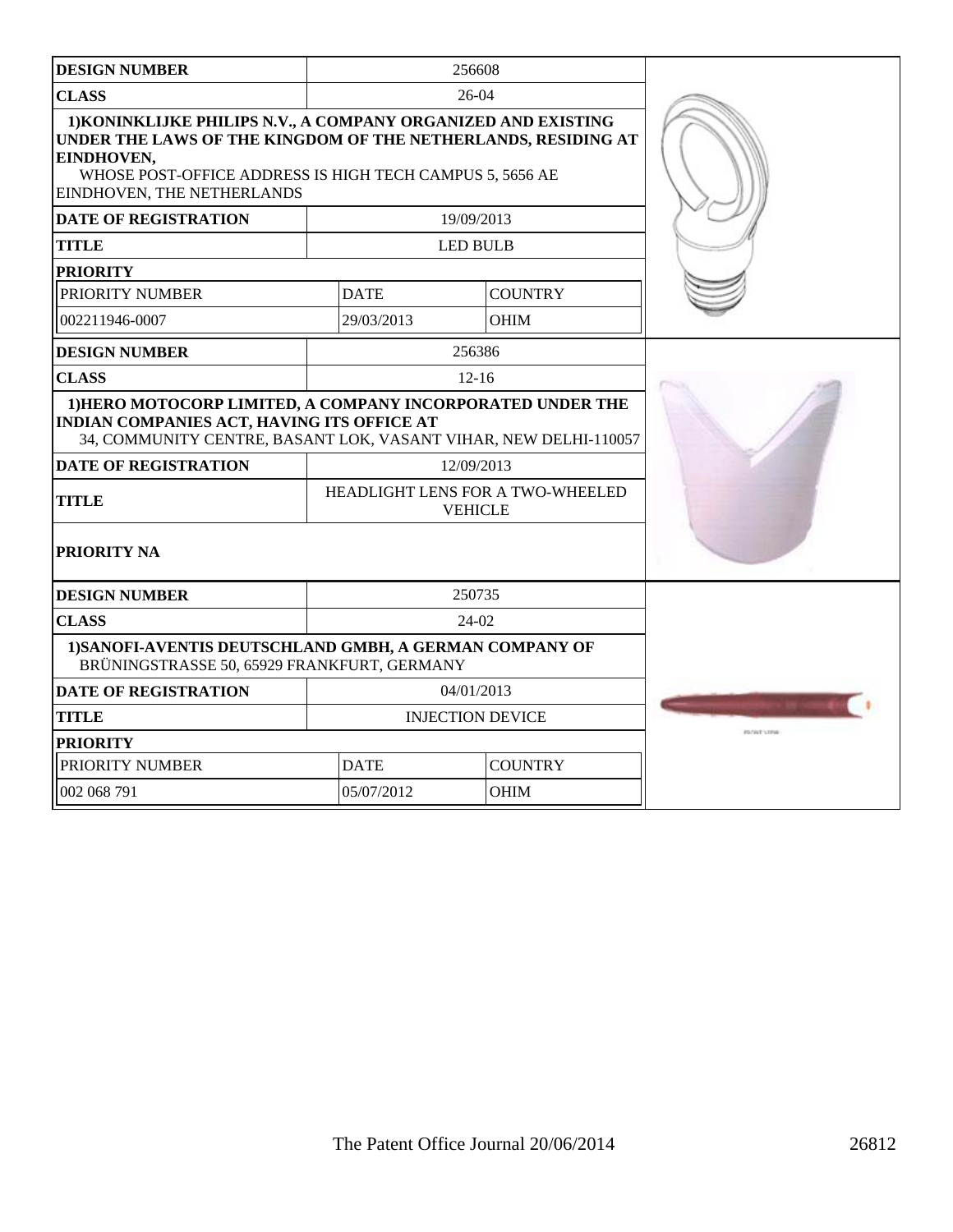| DESIGN NUMBER | 256608 | |
|---|---|---|
| CLASS | 26-04 | |
| 1)KONINKLIJKE PHILIPS N.V., A COMPANY ORGANIZED AND EXISTING UNDER THE LAWS OF THE KINGDOM OF THE NETHERLANDS, RESIDING AT EINDHOVEN, WHOSE POST-OFFICE ADDRESS IS HIGH TECH CAMPUS 5, 5656 AE EINDHOVEN, THE NETHERLANDS | | |
| DATE OF REGISTRATION | 19/09/2013 | |
| TITLE | LED BULB | |
| PRIORITY | | |
| PRIORITY NUMBER | DATE | COUNTRY |
| 002211946-0007 | 29/03/2013 | OHIM |

| DESIGN NUMBER | 256386 |
|---|---|
| CLASS | 12-16 |
| 1)HERO MOTOCORP LIMITED, A COMPANY INCORPORATED UNDER THE INDIAN COMPANIES ACT, HAVING ITS OFFICE AT 34, COMMUNITY CENTRE, BASANT LOK, VASANT VIHAR, NEW DELHI-110057 | |
| DATE OF REGISTRATION | 12/09/2013 |
| TITLE | HEADLIGHT LENS FOR A TWO-WHEELED VEHICLE |
| PRIORITY NA | |

| DESIGN NUMBER | 250735 | |
|---|---|---|
| CLASS | 24-02 | |
| 1)SANOFI-AVENTIS DEUTSCHLAND GMBH, A GERMAN COMPANY OF BRÜNINGSTRASSE 50, 65929 FRANKFURT, GERMANY | | |
| DATE OF REGISTRATION | 04/01/2013 | |
| TITLE | INJECTION DEVICE | |
| PRIORITY | | |
| PRIORITY NUMBER | DATE | COUNTRY |
| 002 068 791 | 05/07/2012 | OHIM |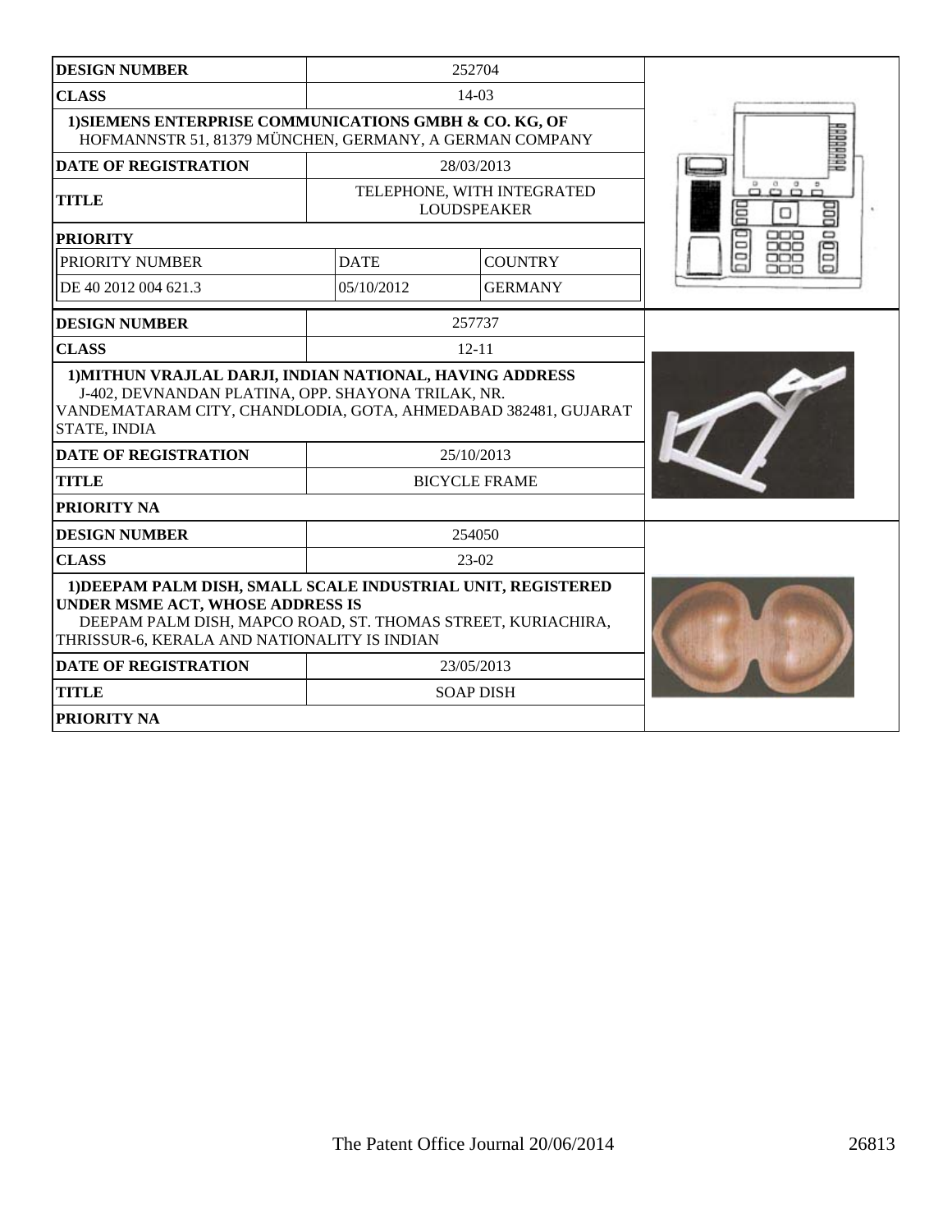| DESIGN NUMBER | 252704 | |
|---|---|---|
| CLASS | 14-03 | |
| 1)SIEMENS ENTERPRISE COMMUNICATIONS GMBH & CO. KG, OF HOFMANNSTR 51, 81379 MÜNCHEN, GERMANY, A GERMAN COMPANY | | |
| DATE OF REGISTRATION | 28/03/2013 | |
| TITLE | TELEPHONE, WITH INTEGRATED LOUDSPEAKER | |
| PRIORITY | | |
| PRIORITY NUMBER | DATE | COUNTRY |
| DE 40 2012 004 621.3 | 05/10/2012 | GERMANY |

| DESIGN NUMBER | 257737 |
|---|---|
| CLASS | 12-11 |
| 1)MITHUN VRAJLAL DARJI, INDIAN NATIONAL, HAVING ADDRESS J-402, DEVNANDAN PLATINA, OPP. SHAYONA TRILAK, NR. VANDEMATARAM CITY, CHANDLODIA, GOTA, AHMEDABAD 382481, GUJARAT STATE, INDIA | |
| DATE OF REGISTRATION | 25/10/2013 |
| TITLE | BICYCLE FRAME |
| PRIORITY NA | |

| DESIGN NUMBER | 254050 |
|---|---|
| CLASS | 23-02 |
| 1)DEEPAM PALM DISH, SMALL SCALE INDUSTRIAL UNIT, REGISTERED UNDER MSME ACT, WHOSE ADDRESS IS DEEPAM PALM DISH, MAPCO ROAD, ST. THOMAS STREET, KURIACHIRA, THRISSUR-6, KERALA AND NATIONALITY IS INDIAN | |
| DATE OF REGISTRATION | 23/05/2013 |
| TITLE | SOAP DISH |
| PRIORITY NA | |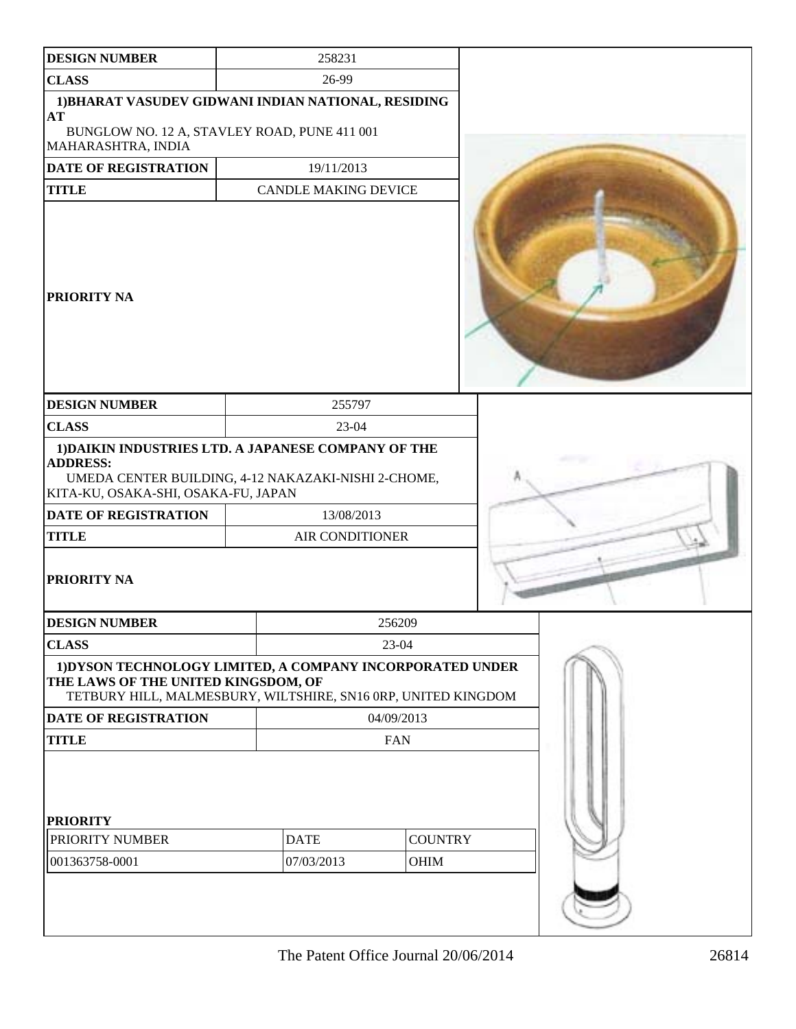| DESIGN NUMBER | 258231 |
|---|---|
| CLASS | 26-99 |
| 1)BHARAT VASUDEV GIDWANI INDIAN NATIONAL, RESIDING AT BUNGLOW NO. 12 A, STAVLEY ROAD, PUNE 411 001 MAHARASHTRA, INDIA | |
| DATE OF REGISTRATION | 19/11/2013 |
| TITLE | CANDLE MAKING DEVICE |
| PRIORITY NA | |

| DESIGN NUMBER | 255797 |
|---|---|
| CLASS | 23-04 |
| 1)DAIKIN INDUSTRIES LTD. A JAPANESE COMPANY OF THE ADDRESS: UMEDA CENTER BUILDING, 4-12 NAKAZAKI-NISHI 2-CHOME, KITA-KU, OSAKA-SHI, OSAKA-FU, JAPAN | |
| DATE OF REGISTRATION | 13/08/2013 |
| TITLE | AIR CONDITIONER |
| PRIORITY NA | |

| DESIGN NUMBER | 256209 |
|---|---|
| CLASS | 23-04 |
| 1)DYSON TECHNOLOGY LIMITED, A COMPANY INCORPORATED UNDER THE LAWS OF THE UNITED KINGDOM, OF TETBURY HILL, MALMESBURY, WILTSHIRE, SN16 0RP, UNITED KINGDOM | |
| DATE OF REGISTRATION | 04/09/2013 |
| TITLE | FAN |

**PRIORITY**

| PRIORITY NUMBER | DATE | COUNTRY |
|---|---|---|
| 001363758-0001 | 07/03/2013 | OHIM |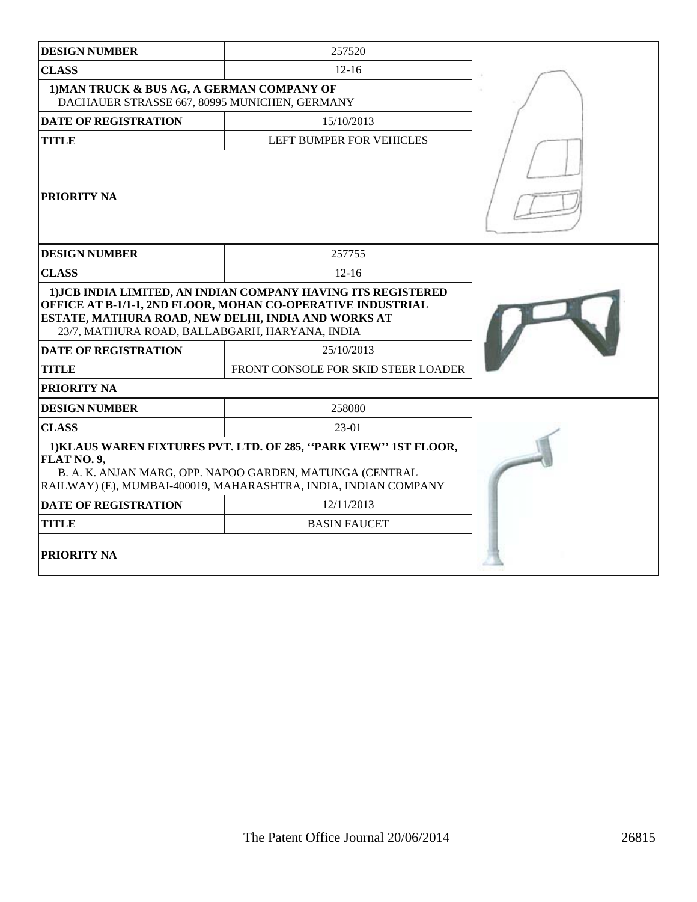| DESIGN NUMBER | 257520 |
| --- | --- |
| CLASS | 12-16 |
| 1)MAN TRUCK & BUS AG, A GERMAN COMPANY OF DACHAUER STRASSE 667, 80995 MUNICHEN, GERMANY | |
| DATE OF REGISTRATION | 15/10/2013 |
| TITLE | LEFT BUMPER FOR VEHICLES |
| PRIORITY NA | |

| DESIGN NUMBER | 257755 |
| --- | --- |
| CLASS | 12-16 |
| 1)JCB INDIA LIMITED, AN INDIAN COMPANY HAVING ITS REGISTERED OFFICE AT B-1/1-1, 2ND FLOOR, MOHAN CO-OPERATIVE INDUSTRIAL ESTATE, MATHURA ROAD, NEW DELHI, INDIA AND WORKS AT 23/7, MATHURA ROAD, BALLABGARH, HARYANA, INDIA | |
| DATE OF REGISTRATION | 25/10/2013 |
| TITLE | FRONT CONSOLE FOR SKID STEER LOADER |
| PRIORITY NA | |

| DESIGN NUMBER | 258080 |
| --- | --- |
| CLASS | 23-01 |
| 1)KLAUS WAREN FIXTURES PVT. LTD. OF 285, ''PARK VIEW'' 1ST FLOOR, FLAT NO. 9, B. A. K. ANJAN MARG, OPP. NAPOO GARDEN, MATUNGA (CENTRAL RAILWAY) (E), MUMBAI-400019, MAHARASHTRA, INDIA, INDIAN COMPANY | |
| DATE OF REGISTRATION | 12/11/2013 |
| TITLE | BASIN FAUCET |
| PRIORITY NA | |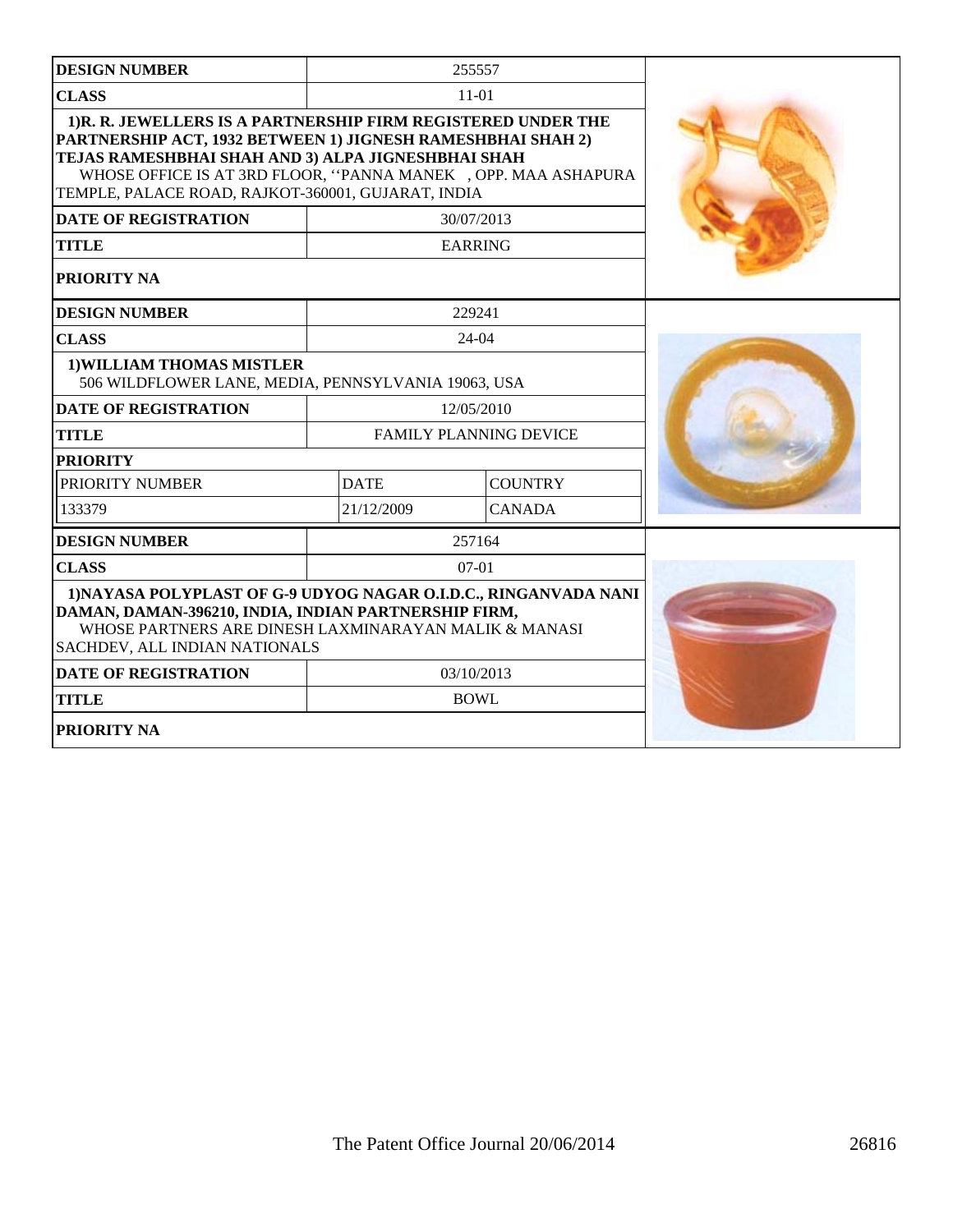| DESIGN NUMBER | 255557 |
|---|---|
| CLASS | 11-01 |
| 1)R. R. JEWELLERS IS A PARTNERSHIP FIRM REGISTERED UNDER THE PARTNERSHIP ACT, 1932 BETWEEN 1) JIGNESH RAMESHBHAI SHAH 2) TEJAS RAMESHBHAI SHAH AND 3) ALPA JIGNESHBHAI SHAH WHOSE OFFICE IS AT 3RD FLOOR, ''PANNA MANEK , OPP. MAA ASHAPURA TEMPLE, PALACE ROAD, RAJKOT-360001, GUJARAT, INDIA | |
| DATE OF REGISTRATION | 30/07/2013 |
| TITLE | EARRING |
| PRIORITY NA | |

| DESIGN NUMBER | 229241 | |
|---|---|---|
| CLASS | 24-04 | |
| 1)WILLIAM THOMAS MISTLER 506 WILDFLOWER LANE, MEDIA, PENNSYLVANIA 19063, USA | | |
| DATE OF REGISTRATION | 12/05/2010 | |
| TITLE | FAMILY PLANNING DEVICE | |
| PRIORITY | | |
| PRIORITY NUMBER | DATE | COUNTRY |
| 133379 | 21/12/2009 | CANADA |

| DESIGN NUMBER | 257164 |
|---|---|
| CLASS | 07-01 |
| 1)NAYASA POLYPLAST OF G-9 UDYOG NAGAR O.I.D.C., RINGANVADA NANI DAMAN, DAMAN-396210, INDIA, INDIAN PARTNERSHIP FIRM, WHOSE PARTNERS ARE DINESH LAXMINARAYAN MALIK & MANASI SACHDEV, ALL INDIAN NATIONALS | |
| DATE OF REGISTRATION | 03/10/2013 |
| TITLE | BOWL |
| PRIORITY NA | |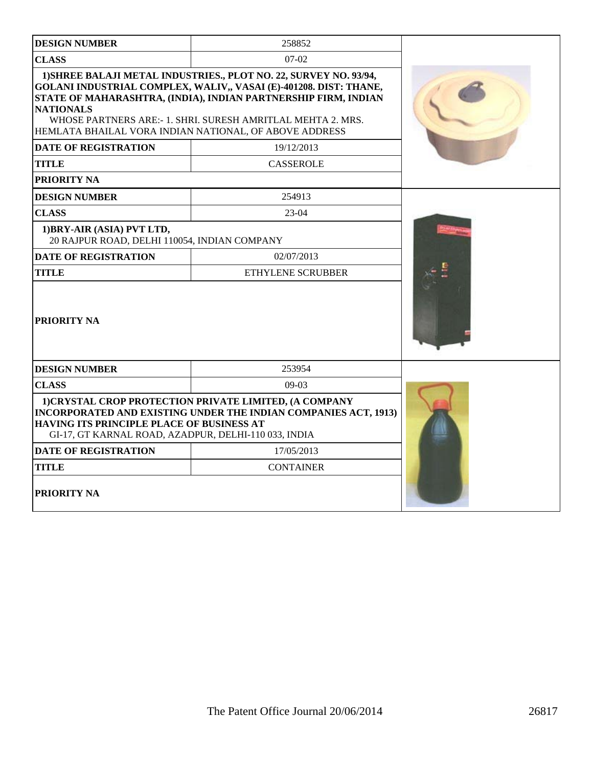| DESIGN NUMBER | 258852 |
| --- | --- |
| CLASS | 07-02 |
| 1)SHREE BALAJI METAL INDUSTRIES., PLOT NO. 22, SURVEY NO. 93/94, GOLANI INDUSTRIAL COMPLEX, WALIV,, VASAI (E)-401208. DIST: THANE, STATE OF MAHARASHTRA, (INDIA), INDIAN PARTNERSHIP FIRM, INDIAN NATIONALS WHOSE PARTNERS ARE:- 1. SHRI. SURESH AMRITLAL MEHTA 2. MRS. HEMLATA BHAILAL VORA INDIAN NATIONAL, OF ABOVE ADDRESS | |
| DATE OF REGISTRATION | 19/12/2013 |
| TITLE | CASSEROLE |
| PRIORITY NA | |

| DESIGN NUMBER | 254913 |
| --- | --- |
| CLASS | 23-04 |
| 1)BRY-AIR (ASIA) PVT LTD, 20 RAJPUR ROAD, DELHI 110054, INDIAN COMPANY | |
| DATE OF REGISTRATION | 02/07/2013 |
| TITLE | ETHYLENE SCRUBBER |
| PRIORITY NA | |

| DESIGN NUMBER | 253954 |
| --- | --- |
| CLASS | 09-03 |
| 1)CRYSTAL CROP PROTECTION PRIVATE LIMITED, (A COMPANY INCORPORATED AND EXISTING UNDER THE INDIAN COMPANIES ACT, 1913) HAVING ITS PRINCIPLE PLACE OF BUSINESS AT GI-17, GT KARNAL ROAD, AZADPUR, DELHI-110 033, INDIA | |
| DATE OF REGISTRATION | 17/05/2013 |
| TITLE | CONTAINER |
| PRIORITY NA | |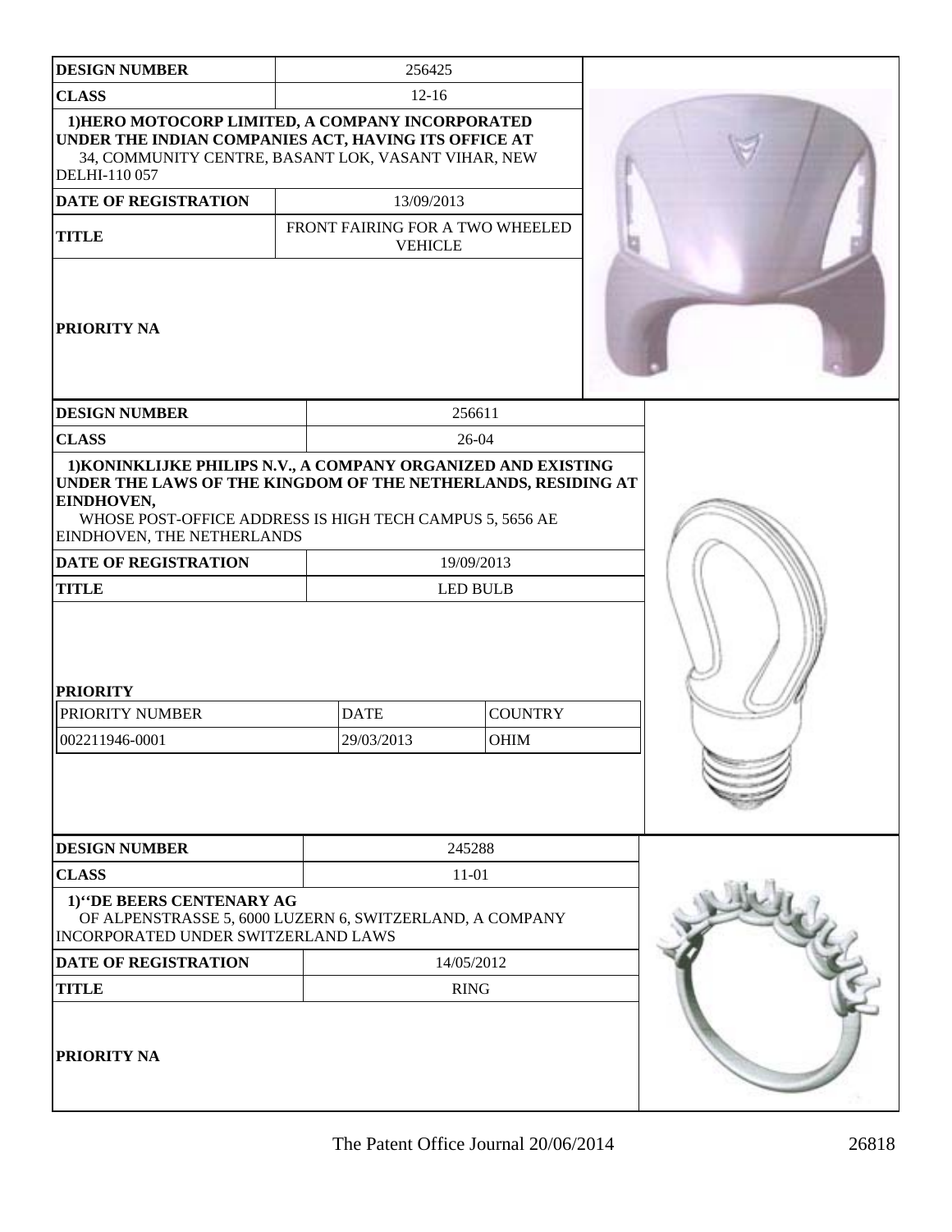| DESIGN NUMBER | 256425 |
|---|---|
| CLASS | 12-16 |
| 1)HERO MOTOCORP LIMITED, A COMPANY INCORPORATED UNDER THE INDIAN COMPANIES ACT, HAVING ITS OFFICE AT 34, COMMUNITY CENTRE, BASANT LOK, VASANT VIHAR, NEW DELHI-110 057 | |
| DATE OF REGISTRATION | 13/09/2013 |
| TITLE | FRONT FAIRING FOR A TWO WHEELED VEHICLE |
| PRIORITY NA | |

| DESIGN NUMBER | 256611 | |
|---|---|---|
| CLASS | 26-04 | |
| 1)KONINKLIJKE PHILIPS N.V., A COMPANY ORGANIZED AND EXISTING UNDER THE LAWS OF THE KINGDOM OF THE NETHERLANDS, RESIDING AT EINDHOVEN, WHOSE POST-OFFICE ADDRESS IS HIGH TECH CAMPUS 5, 5656 AE EINDHOVEN, THE NETHERLANDS | | |
| DATE OF REGISTRATION | 19/09/2013 | |
| TITLE | LED BULB | |
| PRIORITY | | |
| PRIORITY NUMBER | DATE | COUNTRY |
| 002211946-0001 | 29/03/2013 | OHIM |

| DESIGN NUMBER | 245288 |
|---|---|
| CLASS | 11-01 |
| 1)''DE BEERS CENTENARY AG OF ALPENSTRASSE 5, 6000 LUZERN 6, SWITZERLAND, A COMPANY INCORPORATED UNDER SWITZERLAND LAWS | |
| DATE OF REGISTRATION | 14/05/2012 |
| TITLE | RING |
| PRIORITY NA | |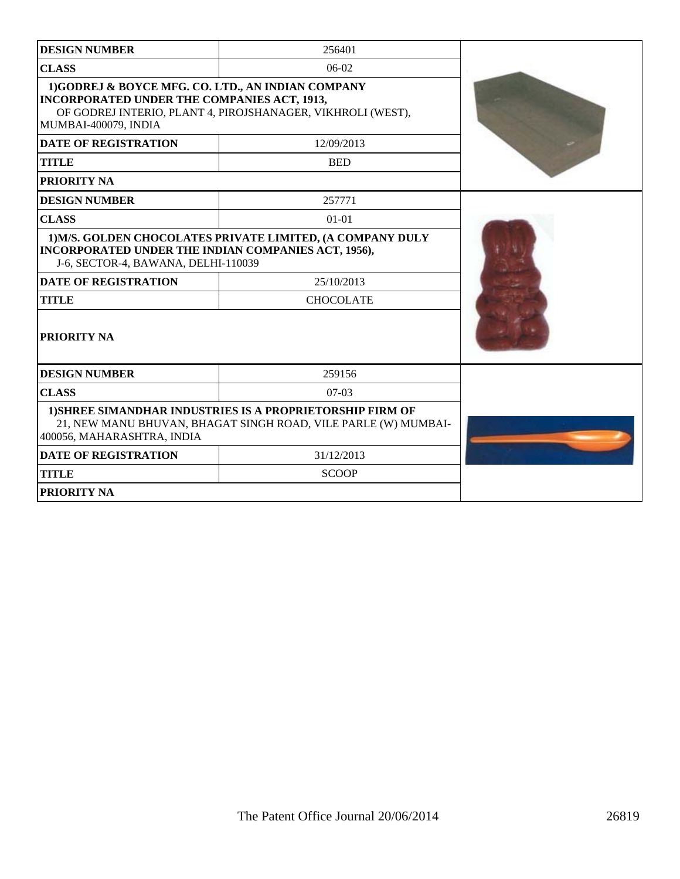| DESIGN NUMBER | 256401 |
| --- | --- |
| CLASS | 06-02 |
| 1)GODREJ & BOYCE MFG. CO. LTD., AN INDIAN COMPANY INCORPORATED UNDER THE COMPANIES ACT, 1913, OF GODREJ INTERIO, PLANT 4, PIROJSHANAGER, VIKHROLI (WEST), MUMBAI-400079, INDIA | |
| DATE OF REGISTRATION | 12/09/2013 |
| TITLE | BED |
| PRIORITY NA | |

| DESIGN NUMBER | 257771 |
| --- | --- |
| CLASS | 01-01 |
| 1)M/S. GOLDEN CHOCOLATES PRIVATE LIMITED, (A COMPANY DULY INCORPORATED UNDER THE INDIAN COMPANIES ACT, 1956), J-6, SECTOR-4, BAWANA, DELHI-110039 | |
| DATE OF REGISTRATION | 25/10/2013 |
| TITLE | CHOCOLATE |
| PRIORITY NA | |

| DESIGN NUMBER | 259156 |
| --- | --- |
| CLASS | 07-03 |
| 1)SHREE SIMANDHAR INDUSTRIES IS A PROPRIETORSHIP FIRM OF 21, NEW MANU BHUVAN, BHAGAT SINGH ROAD, VILE PARLE (W) MUMBAI-400056, MAHARASHTRA, INDIA | |
| DATE OF REGISTRATION | 31/12/2013 |
| TITLE | SCOOP |
| PRIORITY NA | |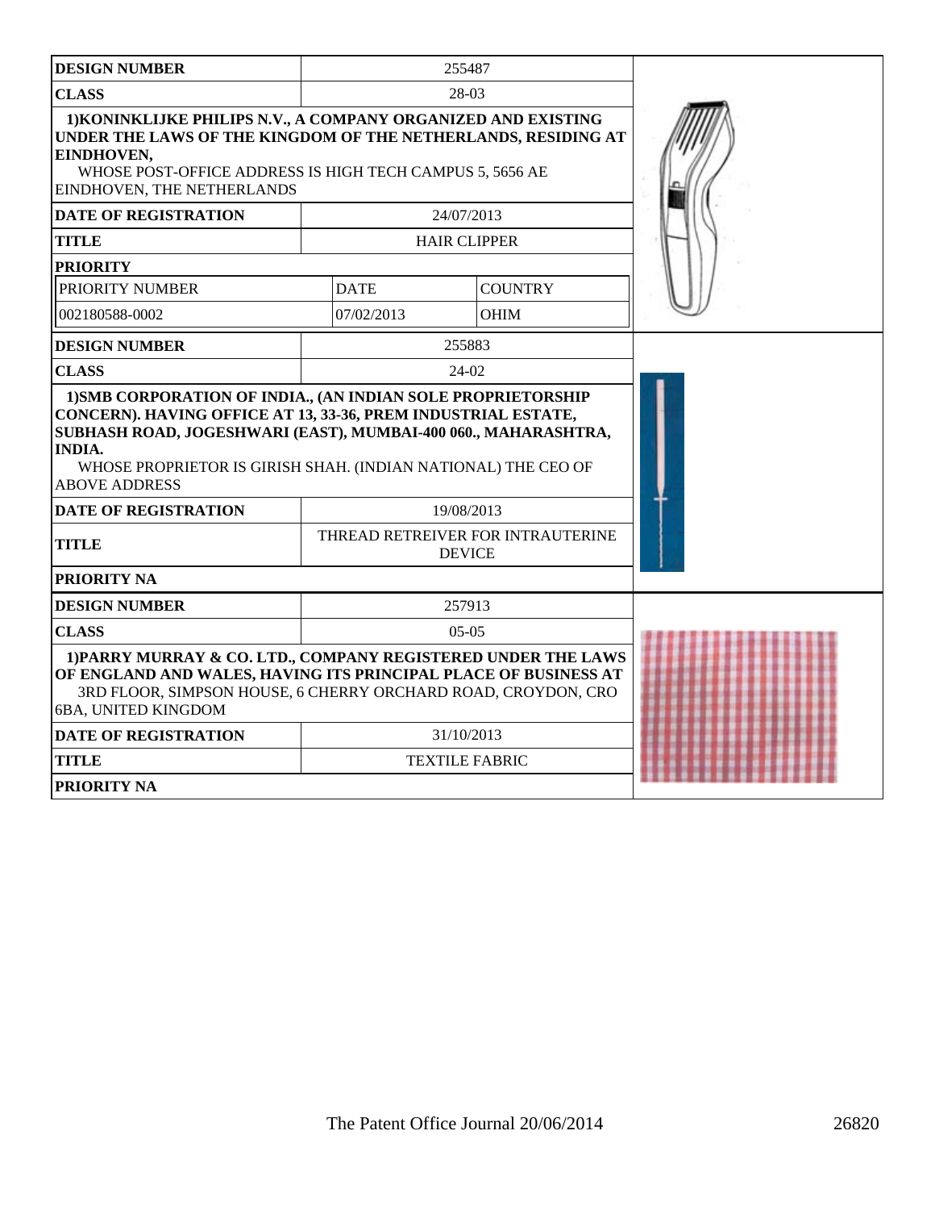| DESIGN NUMBER | 255487 | |
|---|---|---|
| CLASS | 28-03 | |
| 1)KONINKLIJKE PHILIPS N.V., A COMPANY ORGANIZED AND EXISTING UNDER THE LAWS OF THE KINGDOM OF THE NETHERLANDS, RESIDING AT EINDHOVEN, WHOSE POST-OFFICE ADDRESS IS HIGH TECH CAMPUS 5, 5656 AE EINDHOVEN, THE NETHERLANDS | | |
| DATE OF REGISTRATION | 24/07/2013 | |
| TITLE | HAIR CLIPPER | |
| PRIORITY | | |
| PRIORITY NUMBER | DATE | COUNTRY |
| 002180588-0002 | 07/02/2013 | OHIM |

| DESIGN NUMBER | 255883 |
|---|---|
| CLASS | 24-02 |
| 1)SMB CORPORATION OF INDIA., (AN INDIAN SOLE PROPRIETORSHIP CONCERN). HAVING OFFICE AT 13, 33-36, PREM INDUSTRIAL ESTATE, SUBHASH ROAD, JOGESHWARI (EAST), MUMBAI-400 060., MAHARASHTRA, INDIA. WHOSE PROPRIETOR IS GIRISH SHAH. (INDIAN NATIONAL) THE CEO OF ABOVE ADDRESS | |
| DATE OF REGISTRATION | 19/08/2013 |
| TITLE | THREAD RETREIVER FOR INTRAUTERINE DEVICE |
| PRIORITY NA | |

| DESIGN NUMBER | 257913 |
|---|---|
| CLASS | 05-05 |
| 1)PARRY MURRAY & CO. LTD., COMPANY REGISTERED UNDER THE LAWS OF ENGLAND AND WALES, HAVING ITS PRINCIPAL PLACE OF BUSINESS AT 3RD FLOOR, SIMPSON HOUSE, 6 CHERRY ORCHARD ROAD, CROYDON, CRO 6BA, UNITED KINGDOM | |
| DATE OF REGISTRATION | 31/10/2013 |
| TITLE | TEXTILE FABRIC |
| PRIORITY NA | |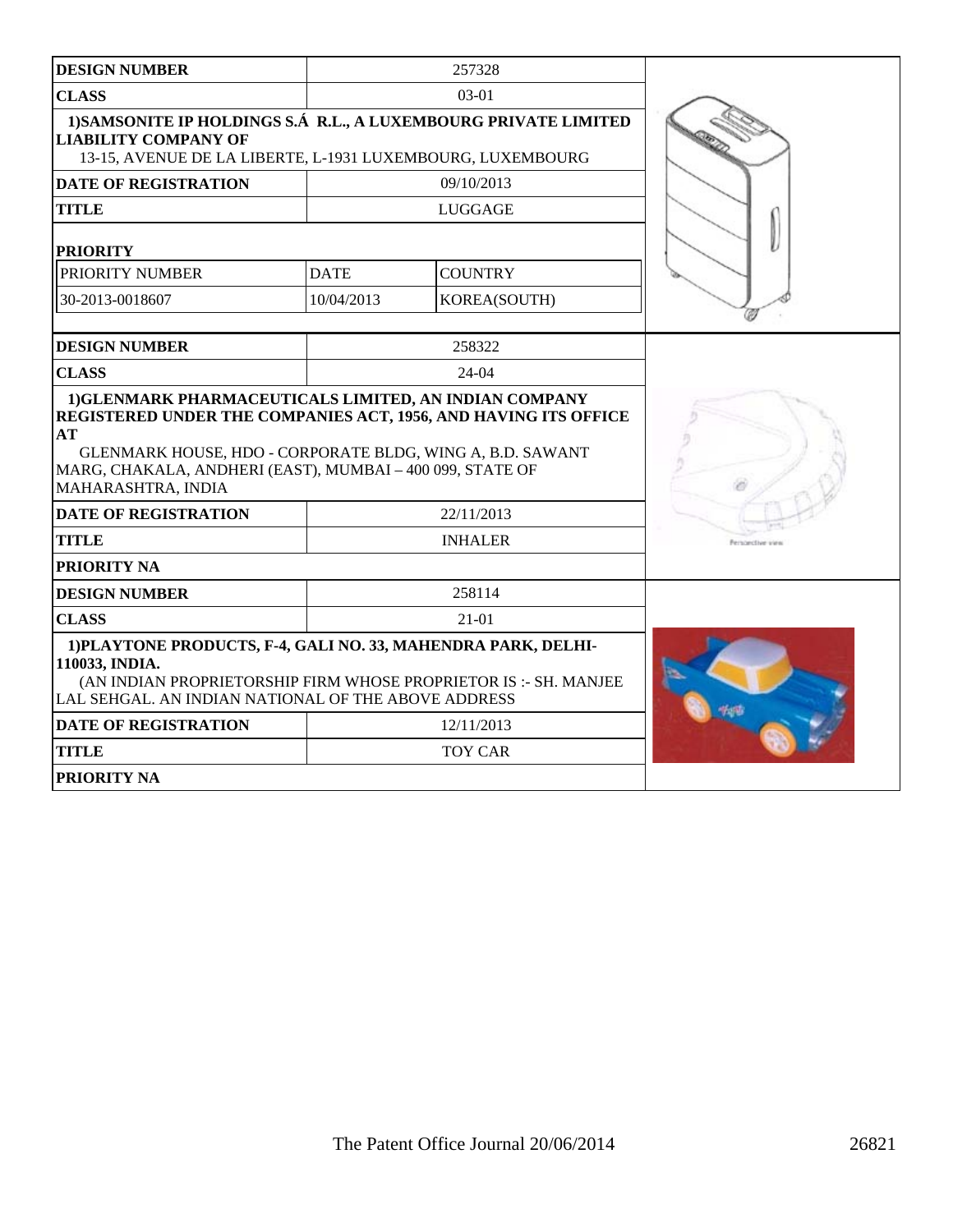| DESIGN NUMBER | 257328 | |
|---|---|---|
| CLASS | 03-01 | |
| **1)SAMSONITE IP HOLDINGS S.Á R.L., A LUXEMBOURG PRIVATE LIMITED LIABILITY COMPANY OF** 13-15, AVENUE DE LA LIBERTE, L-1931 LUXEMBOURG, LUXEMBOURG | | |
| DATE OF REGISTRATION | 09/10/2013 | |
| TITLE | LUGGAGE | |
| **PRIORITY** | | |
| PRIORITY NUMBER | DATE | COUNTRY |
| 30-2013-0018607 | 10/04/2013 | KOREA(SOUTH) |

| DESIGN NUMBER | 258322 |
|---|---|
| CLASS | 24-04 |
| **1)GLENMARK PHARMACEUTICALS LIMITED, AN INDIAN COMPANY REGISTERED UNDER THE COMPANIES ACT, 1956, AND HAVING ITS OFFICE AT** GLENMARK HOUSE, HDO - CORPORATE BLDG, WING A, B.D. SAWANT MARG, CHAKALA, ANDHERI (EAST), MUMBAI – 400 099, STATE OF MAHARASHTRA, INDIA | |
| DATE OF REGISTRATION | 22/11/2013 |
| TITLE | INHALER |
| PRIORITY NA | |

| DESIGN NUMBER | 258114 |
|---|---|
| CLASS | 21-01 |
| **1)PLAYTONE PRODUCTS, F-4, GALI NO. 33, MAHENDRA PARK, DELHI-110033, INDIA.** (AN INDIAN PROPRIETORSHIP FIRM WHOSE PROPRIETOR IS :- SH. MANJEE LAL SEHGAL. AN INDIAN NATIONAL OF THE ABOVE ADDRESS | |
| DATE OF REGISTRATION | 12/11/2013 |
| TITLE | TOY CAR |
| PRIORITY NA | |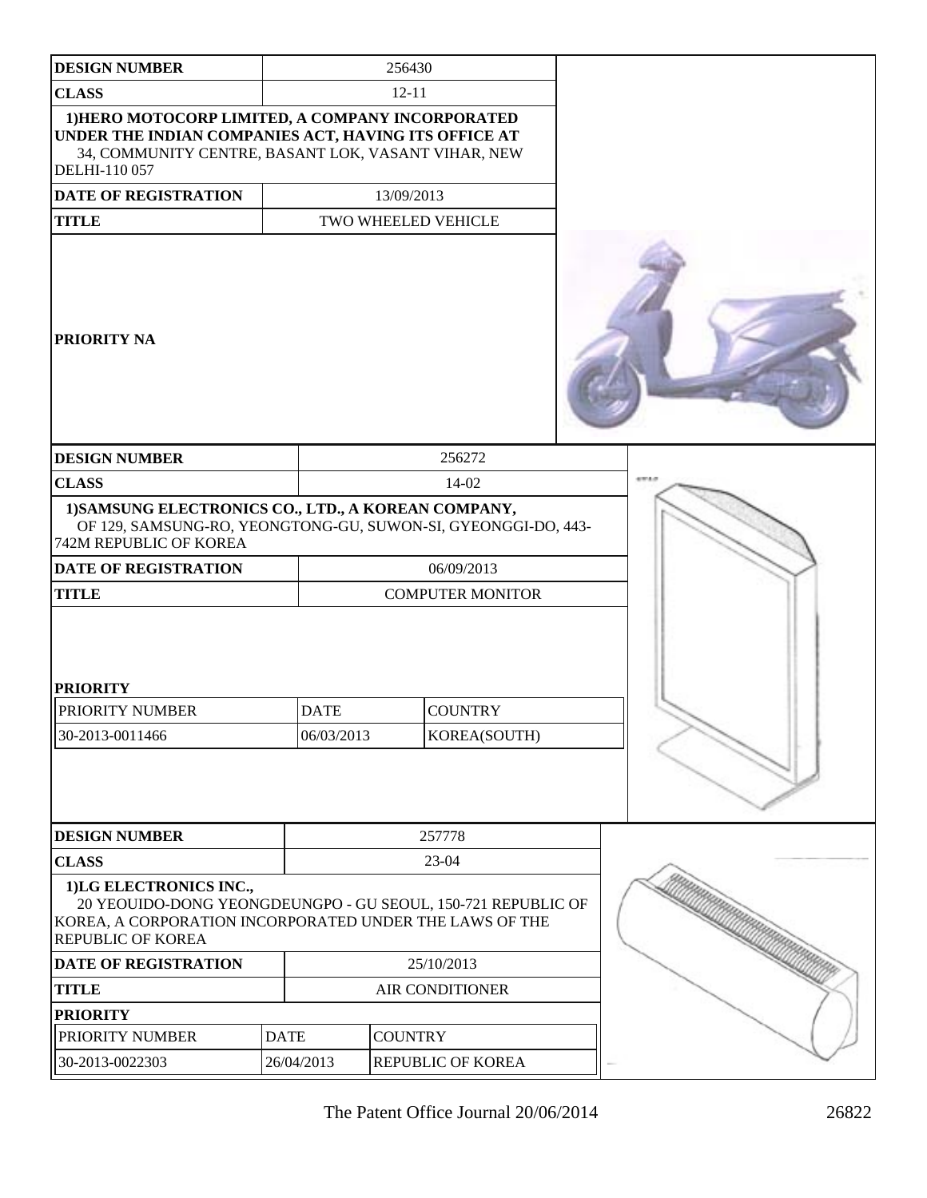| DESIGN NUMBER | 256430 |
|---|---|
| CLASS | 12-11 |
| 1)HERO MOTOCORP LIMITED, A COMPANY INCORPORATED UNDER THE INDIAN COMPANIES ACT, HAVING ITS OFFICE AT 34, COMMUNITY CENTRE, BASANT LOK, VASANT VIHAR, NEW DELHI-110 057 | |
| DATE OF REGISTRATION | 13/09/2013 |
| TITLE | TWO WHEELED VEHICLE |
| PRIORITY NA | |

| DESIGN NUMBER | 256272 | |
|---|---|---|
| CLASS | 14-02 | |
| 1)SAMSUNG ELECTRONICS CO., LTD., A KOREAN COMPANY, OF 129, SAMSUNG-RO, YEONGTONG-GU, SUWON-SI, GYEONGGI-DO, 443-742M REPUBLIC OF KOREA | | |
| DATE OF REGISTRATION | 06/09/2013 | |
| TITLE | COMPUTER MONITOR | |
| PRIORITY | | |
| PRIORITY NUMBER | DATE | COUNTRY |
| 30-2013-0011466 | 06/03/2013 | KOREA(SOUTH) |

| DESIGN NUMBER | 257778 | |
|---|---|---|
| CLASS | 23-04 | |
| 1)LG ELECTRONICS INC., 20 YEOUIDO-DONG YEONGDEUNGPO - GU SEOUL, 150-721 REPUBLIC OF KOREA, A CORPORATION INCORPORATED UNDER THE LAWS OF THE REPUBLIC OF KOREA | | |
| DATE OF REGISTRATION | 25/10/2013 | |
| TITLE | AIR CONDITIONER | |
| PRIORITY | | |
| PRIORITY NUMBER | DATE | COUNTRY |
| 30-2013-0022303 | 26/04/2013 | REPUBLIC OF KOREA |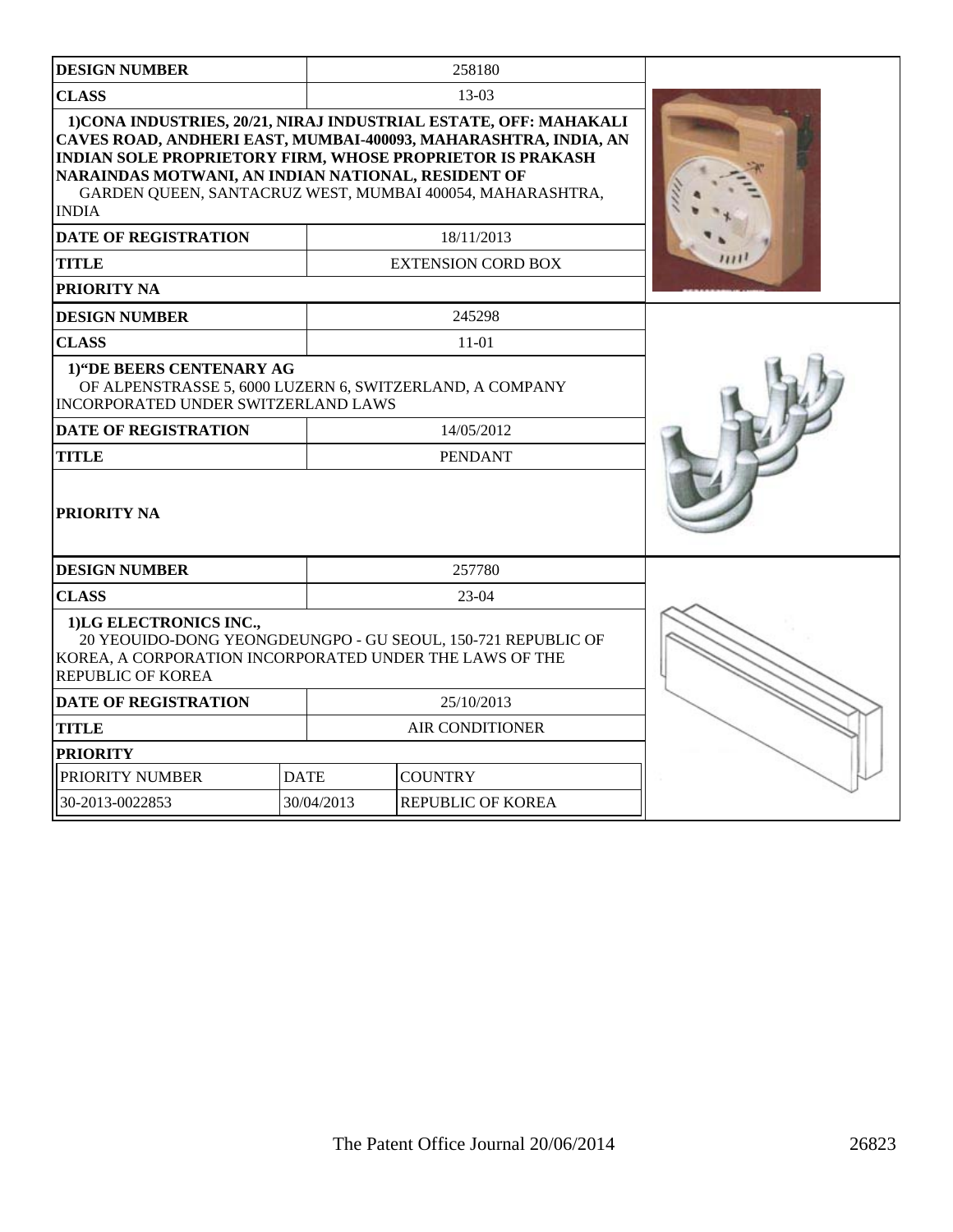| DESIGN NUMBER | 258180 |
|---|---|
| CLASS | 13-03 |
| 1)CONA INDUSTRIES, 20/21, NIRAJ INDUSTRIAL ESTATE, OFF: MAHAKALI CAVES ROAD, ANDHERI EAST, MUMBAI-400093, MAHARASHTRA, INDIA, AN INDIAN SOLE PROPRIETORY FIRM, WHOSE PROPRIETOR IS PRAKASH NARAINDAS MOTWANI, AN INDIAN NATIONAL, RESIDENT OF GARDEN QUEEN, SANTACRUZ WEST, MUMBAI 400054, MAHARASHTRA, INDIA | |
| DATE OF REGISTRATION | 18/11/2013 |
| TITLE | EXTENSION CORD BOX |
| PRIORITY NA | |

| DESIGN NUMBER | 245298 |
|---|---|
| CLASS | 11-01 |
| 1)"DE BEERS CENTENARY AG OF ALPENSTRASSE 5, 6000 LUZERN 6, SWITZERLAND, A COMPANY INCORPORATED UNDER SWITZERLAND LAWS | |
| DATE OF REGISTRATION | 14/05/2012 |
| TITLE | PENDANT |
| PRIORITY NA | |

| DESIGN NUMBER | 257780 | |
|---|---|---|
| CLASS | 23-04 | |
| 1)LG ELECTRONICS INC., 20 YEOUIDO-DONG YEONGDEUNGPO - GU SEOUL, 150-721 REPUBLIC OF KOREA, A CORPORATION INCORPORATED UNDER THE LAWS OF THE REPUBLIC OF KOREA | | |
| DATE OF REGISTRATION | 25/10/2013 | |
| TITLE | AIR CONDITIONER | |
| PRIORITY | | |
| PRIORITY NUMBER | DATE | COUNTRY |
| 30-2013-0022853 | 30/04/2013 | REPUBLIC OF KOREA |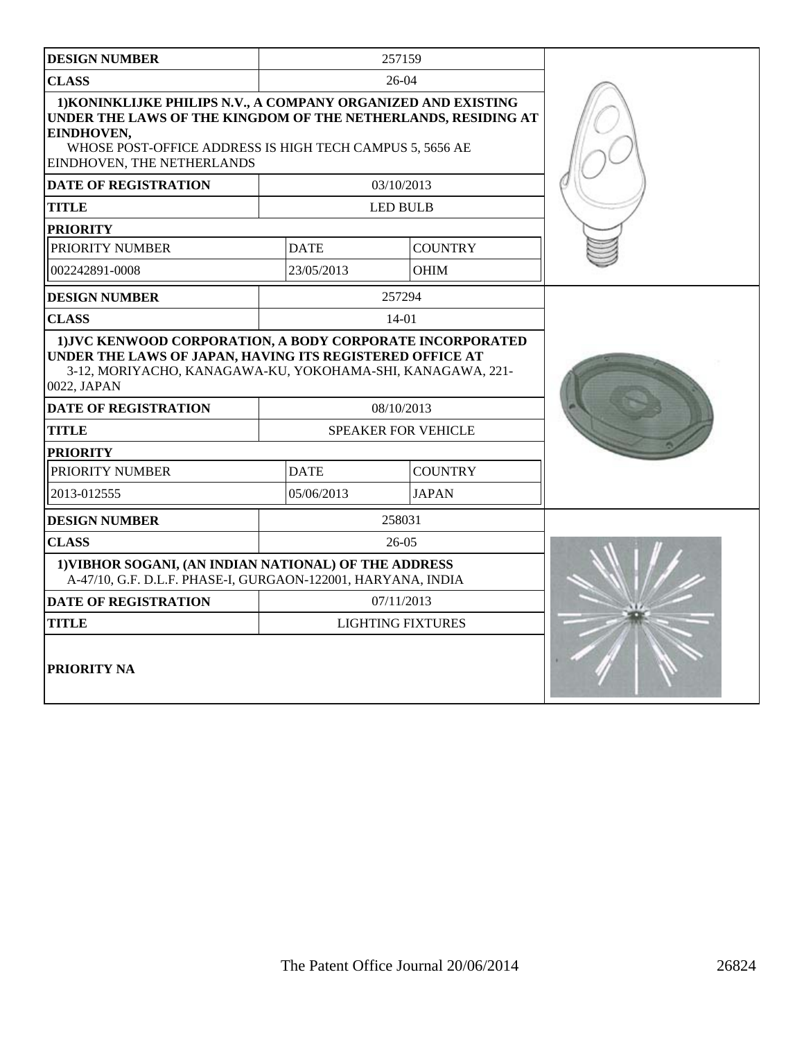| DESIGN NUMBER | 257159 | |
|---|---|---|
| CLASS | 26-04 | |
| 1)KONINKLIJKE PHILIPS N.V., A COMPANY ORGANIZED AND EXISTING UNDER THE LAWS OF THE KINGDOM OF THE NETHERLANDS, RESIDING AT EINDHOVEN, WHOSE POST-OFFICE ADDRESS IS HIGH TECH CAMPUS 5, 5656 AE EINDHOVEN, THE NETHERLANDS | | |
| DATE OF REGISTRATION | 03/10/2013 | |
| TITLE | LED BULB | |
| PRIORITY | | |
| PRIORITY NUMBER | DATE | COUNTRY |
| 002242891-0008 | 23/05/2013 | OHIM |

| DESIGN NUMBER | 257294 | |
|---|---|---|
| CLASS | 14-01 | |
| 1)JVC KENWOOD CORPORATION, A BODY CORPORATE INCORPORATED UNDER THE LAWS OF JAPAN, HAVING ITS REGISTERED OFFICE AT 3-12, MORIYACHO, KANAGAWA-KU, YOKOHAMA-SHI, KANAGAWA, 221-0022, JAPAN | | |
| DATE OF REGISTRATION | 08/10/2013 | |
| TITLE | SPEAKER FOR VEHICLE | |
| PRIORITY | | |
| PRIORITY NUMBER | DATE | COUNTRY |
| 2013-012555 | 05/06/2013 | JAPAN |

| DESIGN NUMBER | 258031 |
|---|---|
| CLASS | 26-05 |
| 1)VIBHOR SOGANI, (AN INDIAN NATIONAL) OF THE ADDRESS A-47/10, G.F. D.L.F. PHASE-I, GURGAON-122001, HARYANA, INDIA | |
| DATE OF REGISTRATION | 07/11/2013 |
| TITLE | LIGHTING FIXTURES |
| PRIORITY NA | |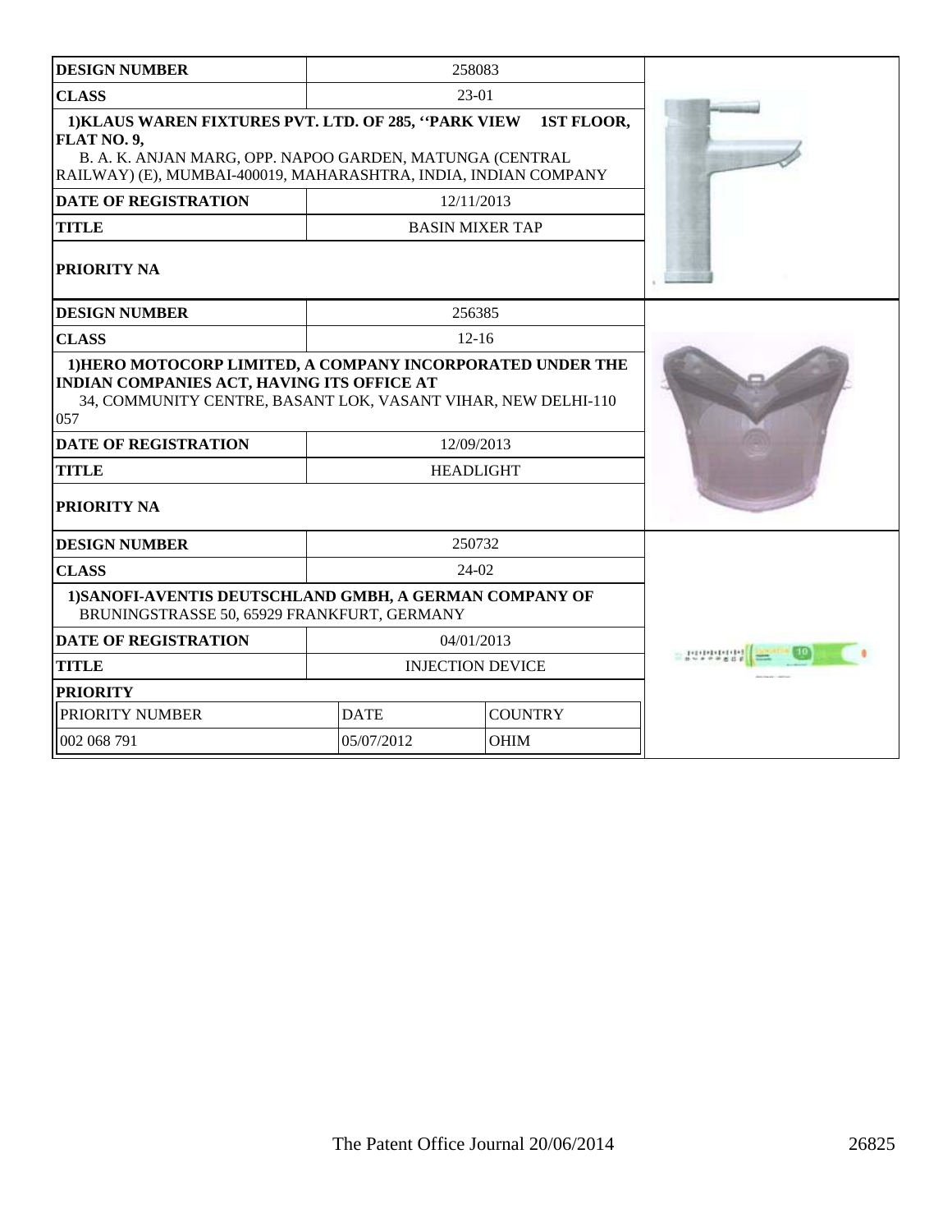| DESIGN NUMBER | 258083 | |
|---|---|---|
| CLASS | 23-01 | |
| 1)KLAUS WAREN FIXTURES PVT. LTD. OF 285, ''PARK VIEW 1ST FLOOR, FLAT NO. 9, B. A. K. ANJAN MARG, OPP. NAPOO GARDEN, MATUNGA (CENTRAL RAILWAY) (E), MUMBAI-400019, MAHARASHTRA, INDIA, INDIAN COMPANY | | |
| DATE OF REGISTRATION | 12/11/2013 | |
| TITLE | BASIN MIXER TAP | |
| PRIORITY NA | | |

| DESIGN NUMBER | 256385 | |
|---|---|---|
| CLASS | 12-16 | |
| 1)HERO MOTOCORP LIMITED, A COMPANY INCORPORATED UNDER THE INDIAN COMPANIES ACT, HAVING ITS OFFICE AT 34, COMMUNITY CENTRE, BASANT LOK, VASANT VIHAR, NEW DELHI-110 057 | | |
| DATE OF REGISTRATION | 12/09/2013 | |
| TITLE | HEADLIGHT | |
| PRIORITY NA | | |

| DESIGN NUMBER | 250732 | |
|---|---|---|
| CLASS | 24-02 | |
| 1)SANOFI-AVENTIS DEUTSCHLAND GMBH, A GERMAN COMPANY OF BRUNINGSTRASSE 50, 65929 FRANKFURT, GERMANY | | |
| DATE OF REGISTRATION | 04/01/2013 | |
| TITLE | INJECTION DEVICE | |
| PRIORITY | | |
| PRIORITY NUMBER | DATE | COUNTRY |
| 002 068 791 | 05/07/2012 | OHIM |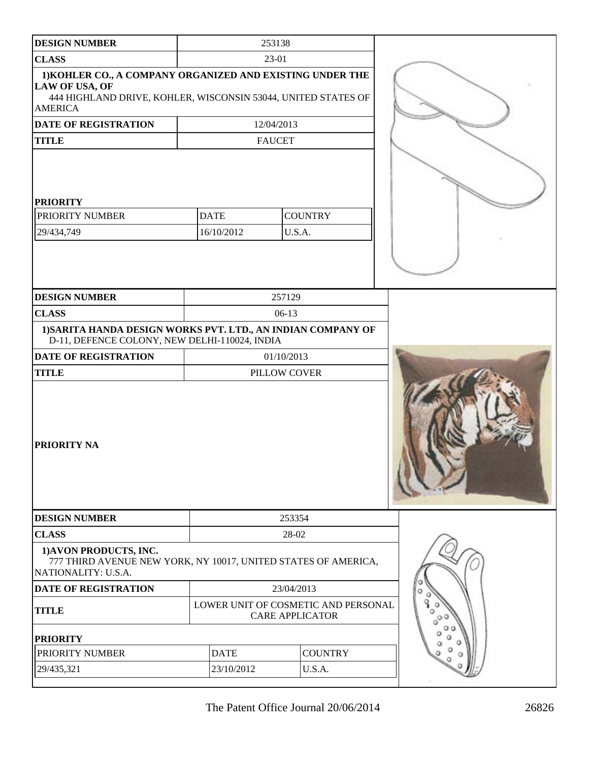| DESIGN NUMBER | 253138 | |
|---|---|---|
| CLASS | 23-01 | |
| 1)KOHLER CO., A COMPANY ORGANIZED AND EXISTING UNDER THE LAW OF USA, OF 444 HIGHLAND DRIVE, KOHLER, WISCONSIN 53044, UNITED STATES OF AMERICA | | |
| DATE OF REGISTRATION | 12/04/2013 | |
| TITLE | FAUCET | |
| **PRIORITY** | | |
| PRIORITY NUMBER | DATE | COUNTRY |
| 29/434,749 | 16/10/2012 | U.S.A. |

| DESIGN NUMBER | 257129 |
|---|---|
| CLASS | 06-13 |
| 1)SARITA HANDA DESIGN WORKS PVT. LTD., AN INDIAN COMPANY OF D-11, DEFENCE COLONY, NEW DELHI-110024, INDIA | |
| DATE OF REGISTRATION | 01/10/2013 |
| TITLE | PILLOW COVER |
| PRIORITY NA | |

| DESIGN NUMBER | 253354 | |
|---|---|---|
| CLASS | 28-02 | |
| 1)AVON PRODUCTS, INC. 777 THIRD AVENUE NEW YORK, NY 10017, UNITED STATES OF AMERICA, NATIONALITY: U.S.A. | | |
| DATE OF REGISTRATION | 23/04/2013 | |
| TITLE | LOWER UNIT OF COSMETIC AND PERSONAL CARE APPLICATOR | |
| **PRIORITY** | | |
| PRIORITY NUMBER | DATE | COUNTRY |
| 29/435,321 | 23/10/2012 | U.S.A. |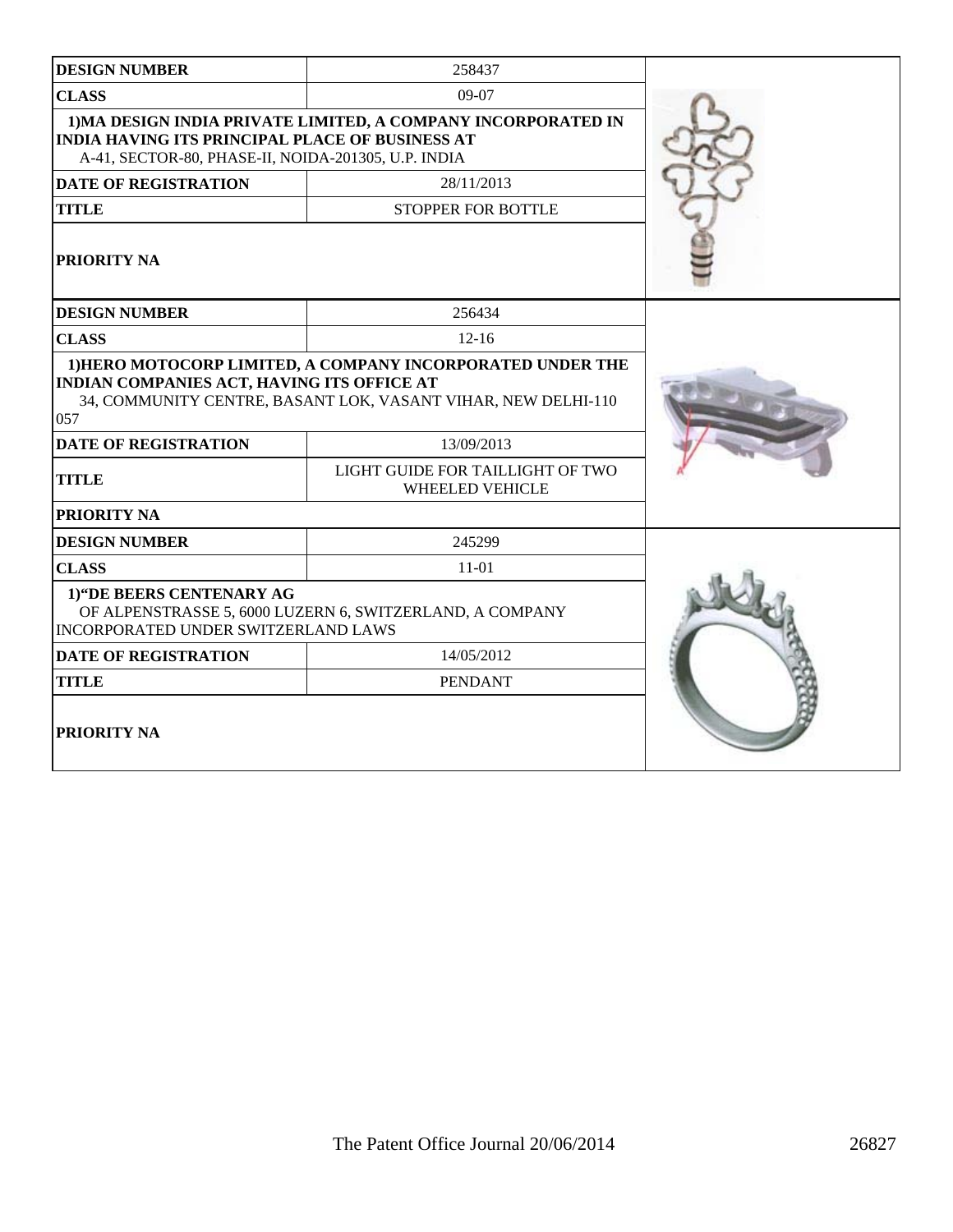| DESIGN NUMBER | 258437 |
|---|---|
| CLASS | 09-07 |
| 1)MA DESIGN INDIA PRIVATE LIMITED, A COMPANY INCORPORATED IN INDIA HAVING ITS PRINCIPAL PLACE OF BUSINESS AT A-41, SECTOR-80, PHASE-II, NOIDA-201305, U.P. INDIA | |
| DATE OF REGISTRATION | 28/11/2013 |
| TITLE | STOPPER FOR BOTTLE |
| PRIORITY NA | |

| DESIGN NUMBER | 256434 |
|---|---|
| CLASS | 12-16 |
| 1)HERO MOTOCORP LIMITED, A COMPANY INCORPORATED UNDER THE INDIAN COMPANIES ACT, HAVING ITS OFFICE AT 34, COMMUNITY CENTRE, BASANT LOK, VASANT VIHAR, NEW DELHI-110 057 | |
| DATE OF REGISTRATION | 13/09/2013 |
| TITLE | LIGHT GUIDE FOR TAILLIGHT OF TWO WHEELED VEHICLE |
| PRIORITY NA | |

| DESIGN NUMBER | 245299 |
|---|---|
| CLASS | 11-01 |
| 1)"DE BEERS CENTENARY AG OF ALPENSTRASSE 5, 6000 LUZERN 6, SWITZERLAND, A COMPANY INCORPORATED UNDER SWITZERLAND LAWS | |
| DATE OF REGISTRATION | 14/05/2012 |
| TITLE | PENDANT |
| PRIORITY NA | |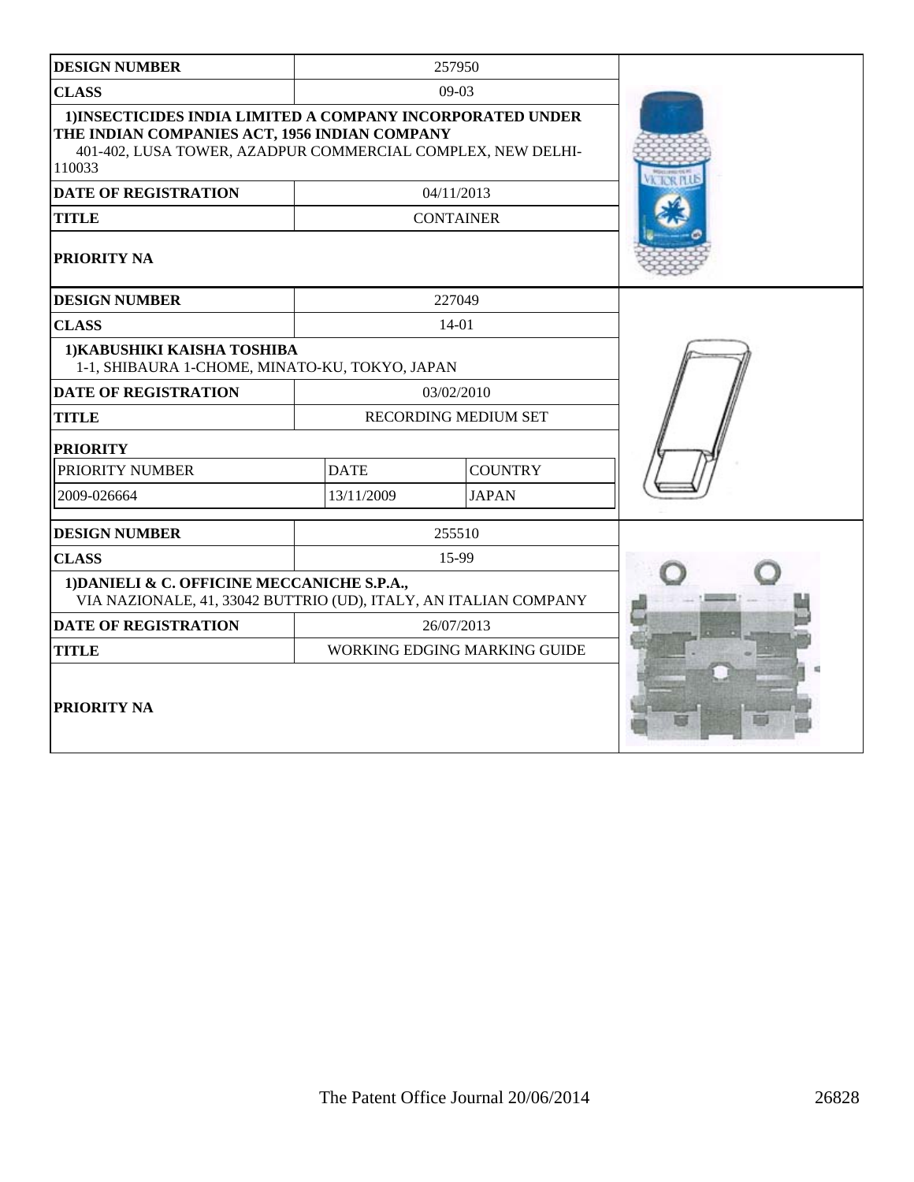| DESIGN NUMBER | 257950 | |
|---|---|---|
| CLASS | 09-03 | |
| 1)INSECTICIDES INDIA LIMITED A COMPANY INCORPORATED UNDER THE INDIAN COMPANIES ACT, 1956 INDIAN COMPANY<br>401-402, LUSA TOWER, AZADPUR COMMERCIAL COMPLEX, NEW DELHI-110033 | | |
| DATE OF REGISTRATION | 04/11/2013 | |
| TITLE | CONTAINER | |
| PRIORITY NA | | |

| DESIGN NUMBER | 227049 | |
|---|---|---|
| CLASS | 14-01 | |
| 1)KABUSHIKI KAISHA TOSHIBA<br>1-1, SHIBAURA 1-CHOME, MINATO-KU, TOKYO, JAPAN | | |
| DATE OF REGISTRATION | 03/02/2010 | |
| TITLE | RECORDING MEDIUM SET | |
| PRIORITY | | |
| PRIORITY NUMBER | DATE | COUNTRY |
| 2009-026664 | 13/11/2009 | JAPAN |

| DESIGN NUMBER | 255510 | |
|---|---|---|
| CLASS | 15-99 | |
| 1)DANIELI & C. OFFICINE MECCANICHE S.P.A.,<br>VIA NAZIONALE, 41, 33042 BUTTRIO (UD), ITALY, AN ITALIAN COMPANY | | |
| DATE OF REGISTRATION | 26/07/2013 | |
| TITLE | WORKING EDGING MARKING GUIDE | |
| PRIORITY NA | | |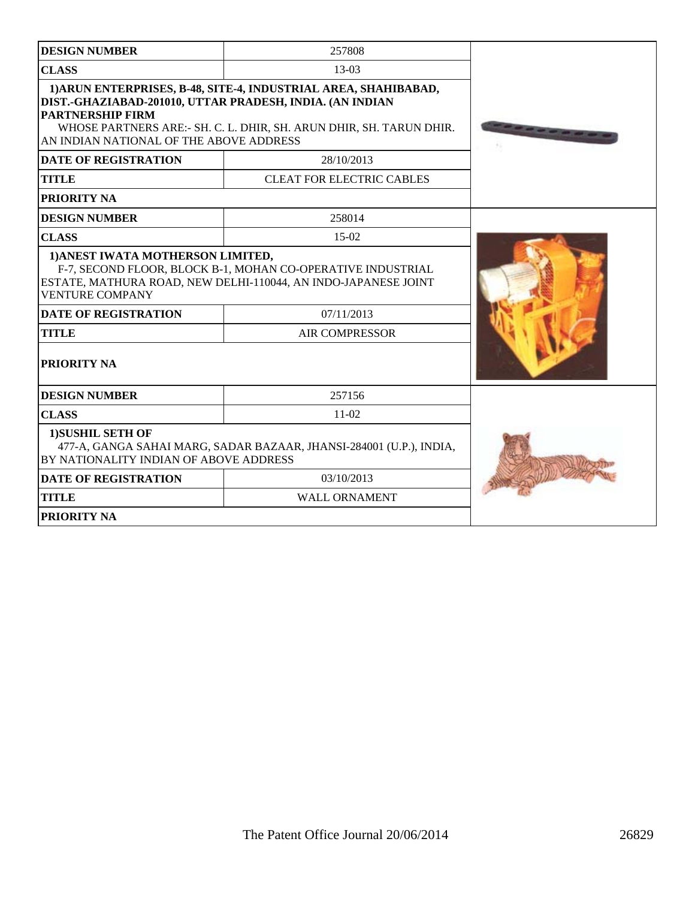| DESIGN NUMBER | 257808 |
|---|---|
| CLASS | 13-03 |
| 1)ARUN ENTERPRISES, B-48, SITE-4, INDUSTRIAL AREA, SHAHIBABAD, DIST.-GHAZIABAD-201010, UTTAR PRADESH, INDIA. (AN INDIAN PARTNERSHIP FIRM WHOSE PARTNERS ARE:- SH. C. L. DHIR, SH. ARUN DHIR, SH. TARUN DHIR. AN INDIAN NATIONAL OF THE ABOVE ADDRESS | |
| DATE OF REGISTRATION | 28/10/2013 |
| TITLE | CLEAT FOR ELECTRIC CABLES |
| PRIORITY NA | |

| DESIGN NUMBER | 258014 |
|---|---|
| CLASS | 15-02 |
| 1)ANEST IWATA MOTHERSON LIMITED, F-7, SECOND FLOOR, BLOCK B-1, MOHAN CO-OPERATIVE INDUSTRIAL ESTATE, MATHURA ROAD, NEW DELHI-110044, AN INDO-JAPANESE JOINT VENTURE COMPANY | |
| DATE OF REGISTRATION | 07/11/2013 |
| TITLE | AIR COMPRESSOR |
| PRIORITY NA | |

| DESIGN NUMBER | 257156 |
|---|---|
| CLASS | 11-02 |
| 1)SUSHIL SETH OF 477-A, GANGA SAHAI MARG, SADAR BAZAAR, JHANSI-284001 (U.P.), INDIA, BY NATIONALITY INDIAN OF ABOVE ADDRESS | |
| DATE OF REGISTRATION | 03/10/2013 |
| TITLE | WALL ORNAMENT |
| PRIORITY NA | |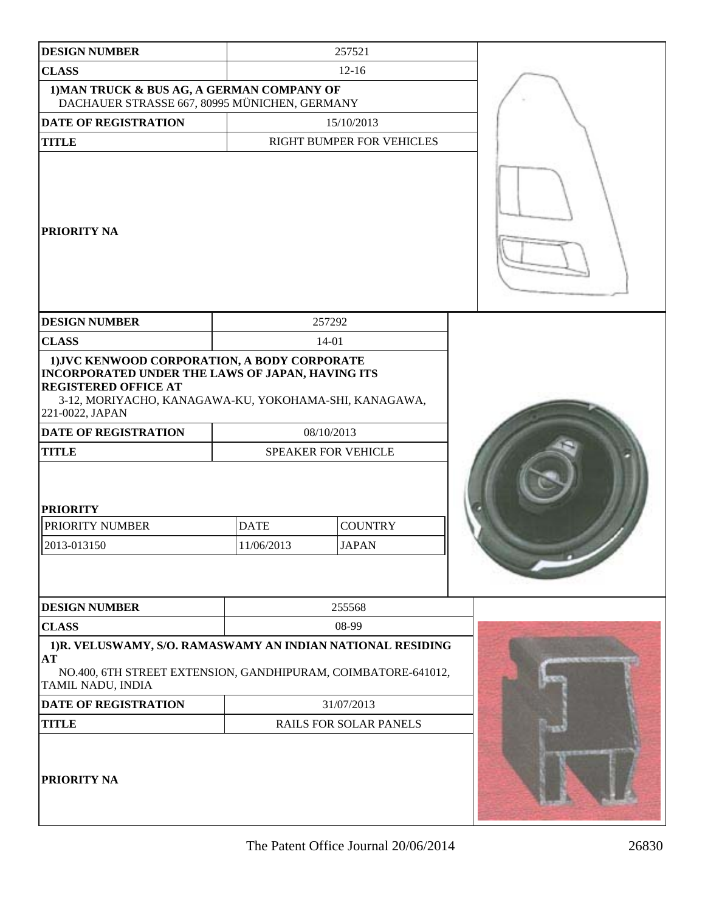| DESIGN NUMBER | 257521 |
|---|---|
| CLASS | 12-16 |
| 1)MAN TRUCK & BUS AG, A GERMAN COMPANY OF DACHAUER STRASSE 667, 80995 MÜNICHEN, GERMANY | |
| DATE OF REGISTRATION | 15/10/2013 |
| TITLE | RIGHT BUMPER FOR VEHICLES |
| PRIORITY NA | |

| DESIGN NUMBER | 257292 | |
|---|---|---|
| CLASS | 14-01 | |
| 1)JVC KENWOOD CORPORATION, A BODY CORPORATE INCORPORATED UNDER THE LAWS OF JAPAN, HAVING ITS REGISTERED OFFICE AT 3-12, MORIYACHO, KANAGAWA-KU, YOKOHAMA-SHI, KANAGAWA, 221-0022, JAPAN | | |
| DATE OF REGISTRATION | 08/10/2013 | |
| TITLE | SPEAKER FOR VEHICLE | |
| PRIORITY | | |
| PRIORITY NUMBER | DATE | COUNTRY |
| 2013-013150 | 11/06/2013 | JAPAN |

| DESIGN NUMBER | 255568 |
|---|---|
| CLASS | 08-99 |
| 1)R. VELUSWAMY, S/O. RAMASWAMY AN INDIAN NATIONAL RESIDING AT NO.400, 6TH STREET EXTENSION, GANDHIPURAM, COIMBATORE-641012, TAMIL NADU, INDIA | |
| DATE OF REGISTRATION | 31/07/2013 |
| TITLE | RAILS FOR SOLAR PANELS |
| PRIORITY NA | |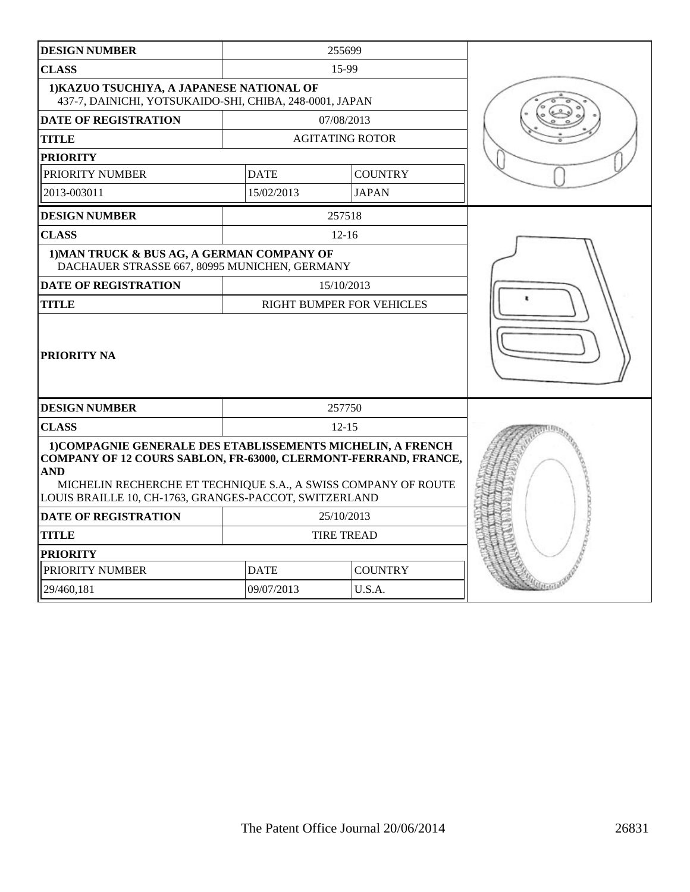| DESIGN NUMBER | 255699 | |
|---|---|---|
| CLASS | 15-99 | |
| 1)KAZUO TSUCHIYA, A JAPANESE NATIONAL OF 437-7, DAINICHI, YOTSUKAIDO-SHI, CHIBA, 248-0001, JAPAN | | |
| DATE OF REGISTRATION | 07/08/2013 | |
| TITLE | AGITATING ROTOR | |
| PRIORITY | | |
| PRIORITY NUMBER | DATE | COUNTRY |
| 2013-003011 | 15/02/2013 | JAPAN |

| DESIGN NUMBER | 257518 |
|---|---|
| CLASS | 12-16 |
| 1)MAN TRUCK & BUS AG, A GERMAN COMPANY OF DACHAUER STRASSE 667, 80995 MUNICHEN, GERMANY | |
| DATE OF REGISTRATION | 15/10/2013 |
| TITLE | RIGHT BUMPER FOR VEHICLES |
| PRIORITY NA | |

| DESIGN NUMBER | 257750 | |
|---|---|---|
| CLASS | 12-15 | |
| 1)COMPAGNIE GENERALE DES ETABLISSEMENTS MICHELIN, A FRENCH COMPANY OF 12 COURS SABLON, FR-63000, CLERMONT-FERRAND, FRANCE, AND MICHELIN RECHERCHE ET TECHNIQUE S.A., A SWISS COMPANY OF ROUTE LOUIS BRAILLE 10, CH-1763, GRANGES-PACCOT, SWITZERLAND | | |
| DATE OF REGISTRATION | 25/10/2013 | |
| TITLE | TIRE TREAD | |
| PRIORITY | | |
| PRIORITY NUMBER | DATE | COUNTRY |
| 29/460,181 | 09/07/2013 | U.S.A. |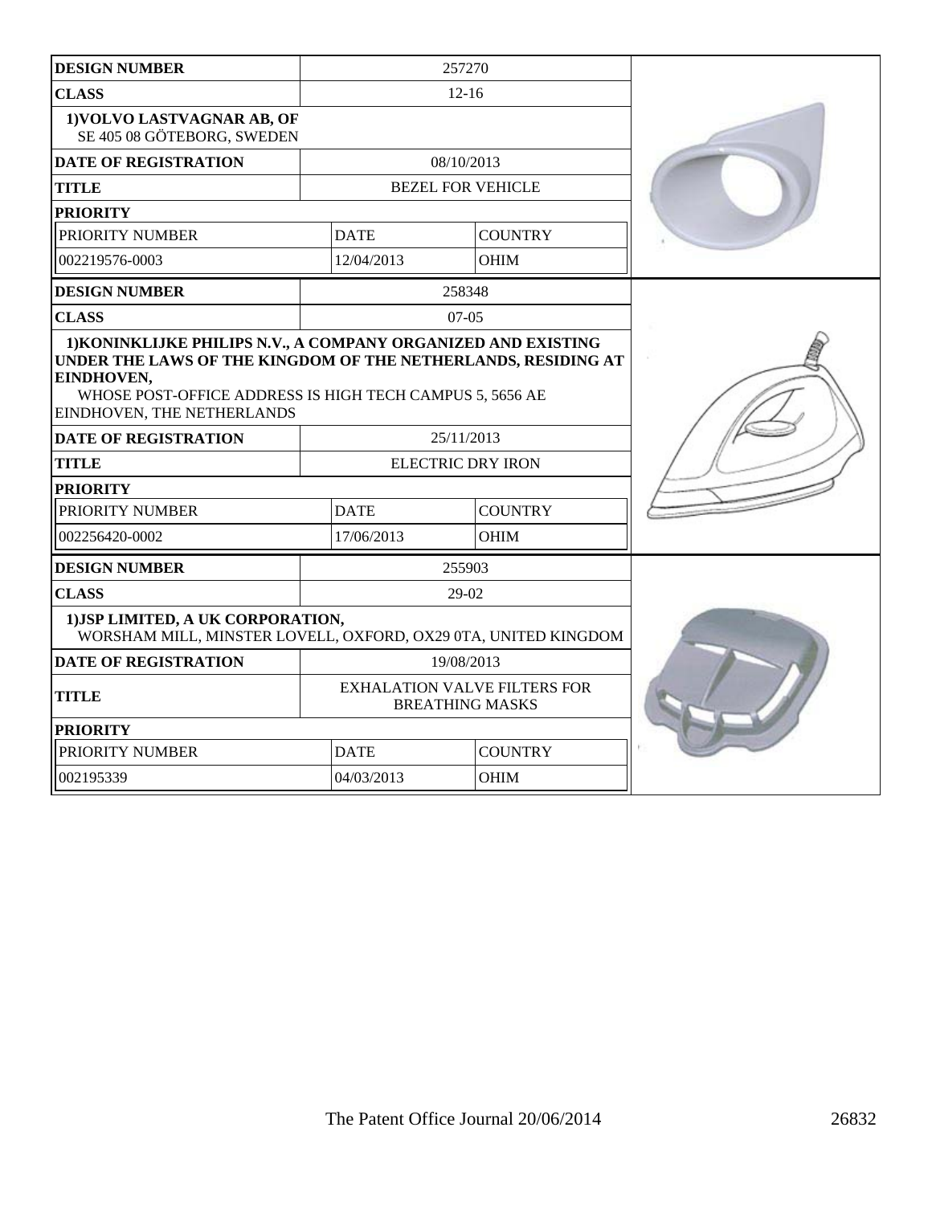| DESIGN NUMBER | 257270 | |
|---|---|---|
| CLASS | 12-16 | |
| 1)VOLVO LASTVAGNAR AB, OF SE 405 08 GÖTEBORG, SWEDEN | | |
| DATE OF REGISTRATION | 08/10/2013 | |
| TITLE | BEZEL FOR VEHICLE | |
| PRIORITY | | |
| PRIORITY NUMBER | DATE | COUNTRY |
| 002219576-0003 | 12/04/2013 | OHIM |

| DESIGN NUMBER | 258348 | |
|---|---|---|
| CLASS | 07-05 | |
| 1)KONINKLIJKE PHILIPS N.V., A COMPANY ORGANIZED AND EXISTING UNDER THE LAWS OF THE KINGDOM OF THE NETHERLANDS, RESIDING AT EINDHOVEN, WHOSE POST-OFFICE ADDRESS IS HIGH TECH CAMPUS 5, 5656 AE EINDHOVEN, THE NETHERLANDS | | |
| DATE OF REGISTRATION | 25/11/2013 | |
| TITLE | ELECTRIC DRY IRON | |
| PRIORITY | | |
| PRIORITY NUMBER | DATE | COUNTRY |
| 002256420-0002 | 17/06/2013 | OHIM |

| DESIGN NUMBER | 255903 | |
|---|---|---|
| CLASS | 29-02 | |
| 1)JSP LIMITED, A UK CORPORATION, WORSHAM MILL, MINSTER LOVELL, OXFORD, OX29 0TA, UNITED KINGDOM | | |
| DATE OF REGISTRATION | 19/08/2013 | |
| TITLE | EXHALATION VALVE FILTERS FOR BREATHING MASKS | |
| PRIORITY | | |
| PRIORITY NUMBER | DATE | COUNTRY |
| 002195339 | 04/03/2013 | OHIM |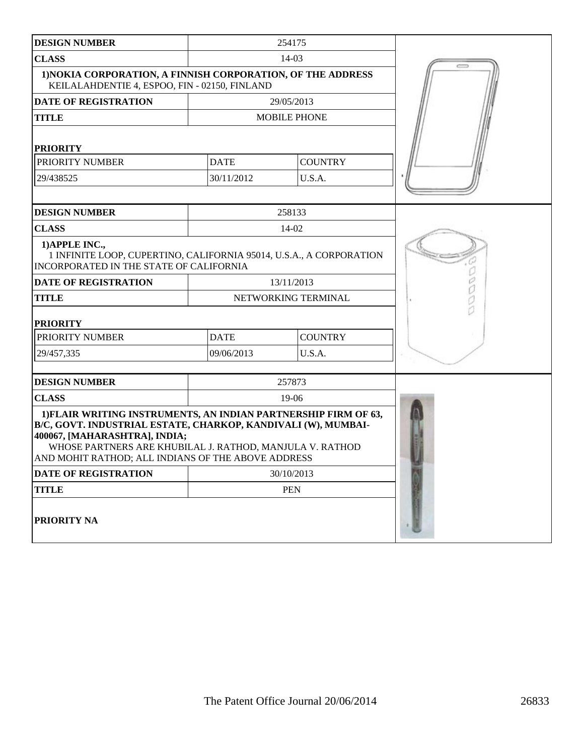| DESIGN NUMBER | 254175 | |
|---|---|---|
| CLASS | 14-03 | |
| 1)NOKIA CORPORATION, A FINNISH CORPORATION, OF THE ADDRESS KEILALAHDENTIE 4, ESPOO, FIN - 02150, FINLAND | | |
| DATE OF REGISTRATION | 29/05/2013 | |
| TITLE | MOBILE PHONE | |
| PRIORITY | | |
| PRIORITY NUMBER | DATE | COUNTRY |
| 29/438525 | 30/11/2012 | U.S.A. |

| DESIGN NUMBER | 258133 | |
|---|---|---|
| CLASS | 14-02 | |
| 1)APPLE INC., 1 INFINITE LOOP, CUPERTINO, CALIFORNIA 95014, U.S.A., A CORPORATION INCORPORATED IN THE STATE OF CALIFORNIA | | |
| DATE OF REGISTRATION | 13/11/2013 | |
| TITLE | NETWORKING TERMINAL | |
| PRIORITY | | |
| PRIORITY NUMBER | DATE | COUNTRY |
| 29/457,335 | 09/06/2013 | U.S.A. |

| DESIGN NUMBER | 257873 |
|---|---|
| CLASS | 19-06 |
| 1)FLAIR WRITING INSTRUMENTS, AN INDIAN PARTNERSHIP FIRM OF 63, B/C, GOVT. INDUSTRIAL ESTATE, CHARKOP, KANDIVALI (W), MUMBAI-400067, [MAHARASHTRA], INDIA; WHOSE PARTNERS ARE KHUBILAL J. RATHOD, MANJULA V. RATHOD AND MOHIT RATHOD; ALL INDIANS OF THE ABOVE ADDRESS | |
| DATE OF REGISTRATION | 30/10/2013 |
| TITLE | PEN |
| PRIORITY NA | |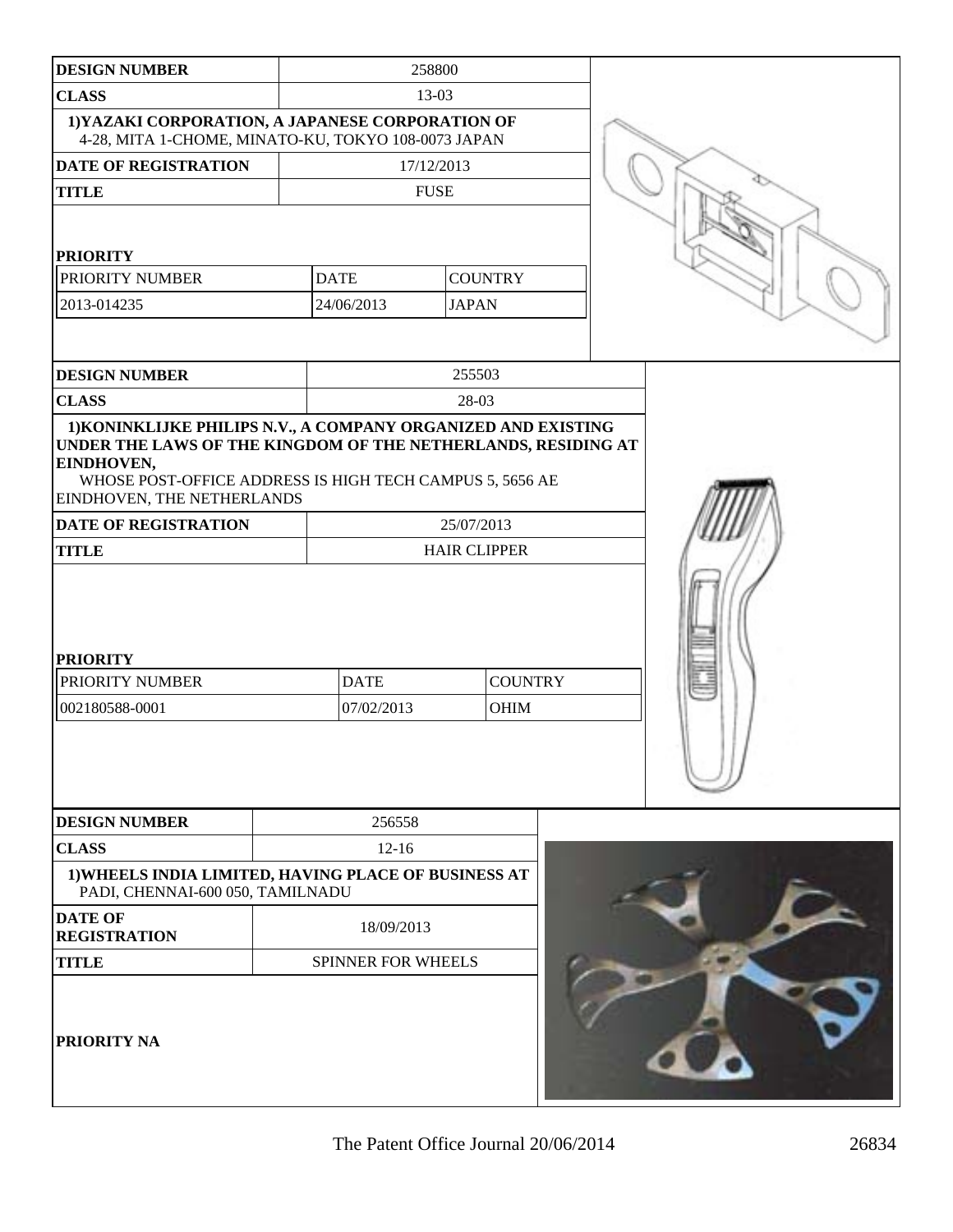| DESIGN NUMBER | 258800 | |
|---|---|---|
| CLASS | 13-03 | |
| 1)YAZAKI CORPORATION, A JAPANESE CORPORATION OF 4-28, MITA 1-CHOME, MINATO-KU, TOKYO 108-0073 JAPAN | | |
| DATE OF REGISTRATION | 17/12/2013 | |
| TITLE | FUSE | |
| PRIORITY | | |
| PRIORITY NUMBER | DATE | COUNTRY |
| 2013-014235 | 24/06/2013 | JAPAN |

| DESIGN NUMBER | 255503 | |
|---|---|---|
| CLASS | 28-03 | |
| 1)KONINKLIJKE PHILIPS N.V., A COMPANY ORGANIZED AND EXISTING UNDER THE LAWS OF THE KINGDOM OF THE NETHERLANDS, RESIDING AT EINDHOVEN, WHOSE POST-OFFICE ADDRESS IS HIGH TECH CAMPUS 5, 5656 AE EINDHOVEN, THE NETHERLANDS | | |
| DATE OF REGISTRATION | 25/07/2013 | |
| TITLE | HAIR CLIPPER | |
| PRIORITY | | |
| PRIORITY NUMBER | DATE | COUNTRY |
| 002180588-0001 | 07/02/2013 | OHIM |

| DESIGN NUMBER | 256558 |
|---|---|
| CLASS | 12-16 |
| 1)WHEELS INDIA LIMITED, HAVING PLACE OF BUSINESS AT PADI, CHENNAI-600 050, TAMILNADU | |
| DATE OF REGISTRATION | 18/09/2013 |
| TITLE | SPINNER FOR WHEELS |
| PRIORITY NA | |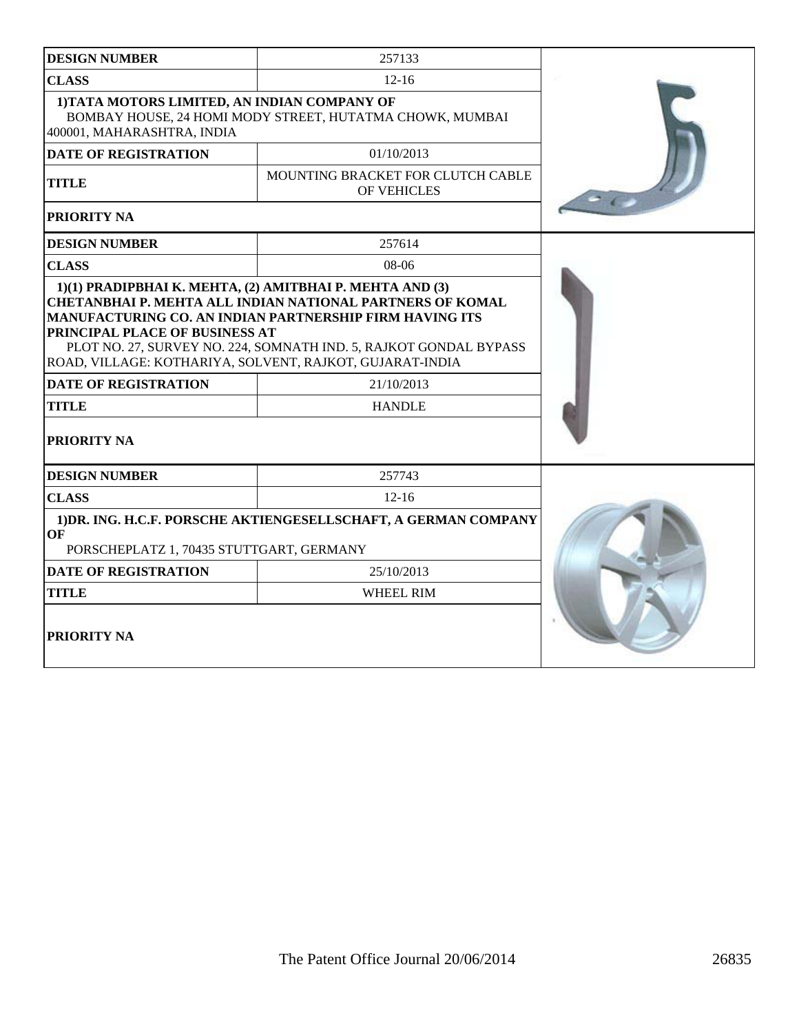| DESIGN NUMBER | 257133 |
|---|---|
| CLASS | 12-16 |
| 1)TATA MOTORS LIMITED, AN INDIAN COMPANY OF BOMBAY HOUSE, 24 HOMI MODY STREET, HUTATMA CHOWK, MUMBAI 400001, MAHARASHTRA, INDIA | |
| DATE OF REGISTRATION | 01/10/2013 |
| TITLE | MOUNTING BRACKET FOR CLUTCH CABLE OF VEHICLES |
| PRIORITY NA | |

| DESIGN NUMBER | 257614 |
|---|---|
| CLASS | 08-06 |
| 1)(1) PRADIPBHAI K. MEHTA, (2) AMITBHAI P. MEHTA AND (3) CHETANBHAI P. MEHTA ALL INDIAN NATIONAL PARTNERS OF KOMAL MANUFACTURING CO. AN INDIAN PARTNERSHIP FIRM HAVING ITS PRINCIPAL PLACE OF BUSINESS AT PLOT NO. 27, SURVEY NO. 224, SOMNATH IND. 5, RAJKOT GONDAL BYPASS ROAD, VILLAGE: KOTHARIYA, SOLVENT, RAJKOT, GUJARAT-INDIA | |
| DATE OF REGISTRATION | 21/10/2013 |
| TITLE | HANDLE |
| PRIORITY NA | |

| DESIGN NUMBER | 257743 |
|---|---|
| CLASS | 12-16 |
| 1)DR. ING. H.C.F. PORSCHE AKTIENGESELLSCHAFT, A GERMAN COMPANY OF PORSCHEPLATZ 1, 70435 STUTTGART, GERMANY | |
| DATE OF REGISTRATION | 25/10/2013 |
| TITLE | WHEEL RIM |
| PRIORITY NA | |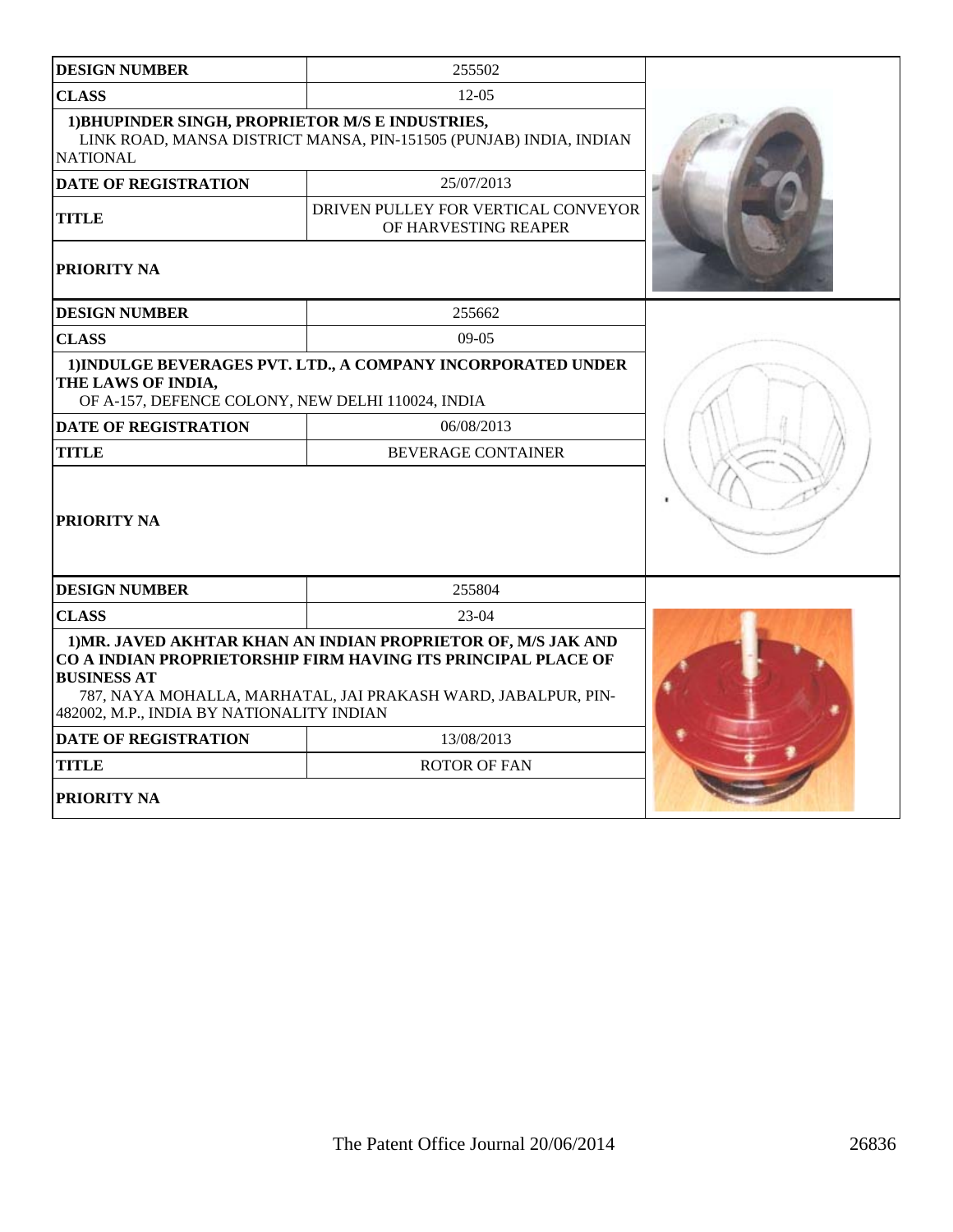| | |
|---|---|
| **DESIGN NUMBER** | 255502 |
| **CLASS** | 12-05 |
| **1)BHUPINDER SINGH, PROPRIETOR M/S E INDUSTRIES,** LINK ROAD, MANSA DISTRICT MANSA, PIN-151505 (PUNJAB) INDIA, INDIAN NATIONAL | |
| **DATE OF REGISTRATION** | 25/07/2013 |
| **TITLE** | DRIVEN PULLEY FOR VERTICAL CONVEYOR OF HARVESTING REAPER |
| **PRIORITY NA** | |

| | |
|---|---|
| **DESIGN NUMBER** | 255662 |
| **CLASS** | 09-05 |
| **1)INDULGE BEVERAGES PVT. LTD., A COMPANY INCORPORATED UNDER THE LAWS OF INDIA,** OF A-157, DEFENCE COLONY, NEW DELHI 110024, INDIA | |
| **DATE OF REGISTRATION** | 06/08/2013 |
| **TITLE** | BEVERAGE CONTAINER |
| **PRIORITY NA** | |

| | |
|---|---|
| **DESIGN NUMBER** | 255804 |
| **CLASS** | 23-04 |
| **1)MR. JAVED AKHTAR KHAN AN INDIAN PROPRIETOR OF, M/S JAK AND CO A INDIAN PROPRIETORSHIP FIRM HAVING ITS PRINCIPAL PLACE OF BUSINESS AT** 787, NAYA MOHALLA, MARHATAL, JAI PRAKASH WARD, JABALPUR, PIN-482002, M.P., INDIA BY NATIONALITY INDIAN | |
| **DATE OF REGISTRATION** | 13/08/2013 |
| **TITLE** | ROTOR OF FAN |
| **PRIORITY NA** | |